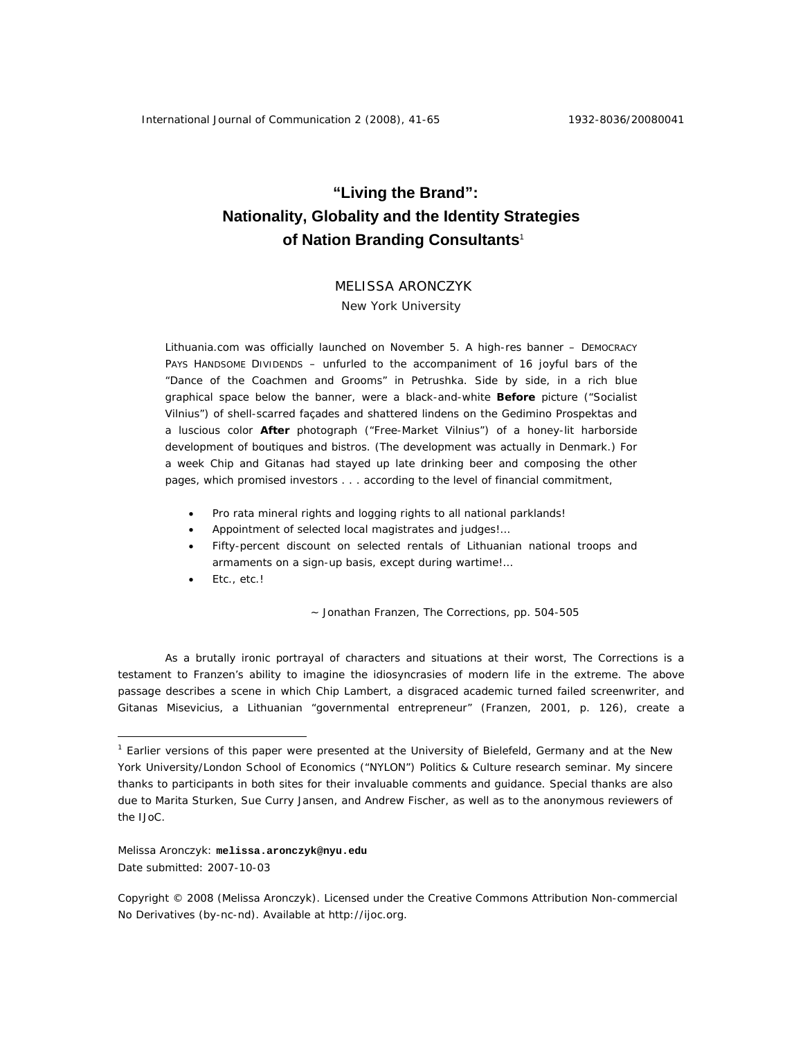# "Living the Brand": Nationality, Globality and the Identity Strategies of Nation Branding Consultants[1]

MELISSA ARONCZYK
New York University

> Lithuania.com was officially launched on November 5. A high-res banner – DEMOCRACY PAYS HANDSOME DIVIDENDS – unfurled to the accompaniment of 16 joyful bars of the "Dance of the Coachmen and Grooms" in Petrushka. Side by side, in a rich blue graphical space below the banner, were a black-and-white **Before** picture ("Socialist Vilnius") of shell-scarred façades and shattered lindens on the Gedimino Prospektas and a luscious color **After** photograph ("Free-Market Vilnius") of a honey-lit harborside development of boutiques and bistros. (The development was actually in Denmark.) For a week Chip and Gitanas had stayed up late drinking beer and composing the other pages, which promised investors . . . according to the level of financial commitment,
>
> - Pro rata mineral rights and logging rights to all national parklands!
> - Appointment of selected local magistrates and judges!…
> - Fifty-percent discount on selected rentals of Lithuanian national troops and armaments on a sign-up basis, except during wartime!…
> - Etc., etc.!
>
> ~ Jonathan Franzen, The Corrections, pp. 504-505

As a brutally ironic portrayal of characters and situations at their worst, The Corrections is a testament to Franzen's ability to imagine the idiosyncrasies of modern life in the extreme. The above passage describes a scene in which Chip Lambert, a disgraced academic turned failed screenwriter, and Gitanas Misevicius, a Lithuanian "governmental entrepreneur" (Franzen, 2001, p. 126), create a

---

[1] Earlier versions of this paper were presented at the University of Bielefeld, Germany and at the New York University/London School of Economics ("NYLON") Politics & Culture research seminar. My sincere thanks to participants in both sites for their invaluable comments and guidance. Special thanks are also due to Marita Sturken, Sue Curry Jansen, and Andrew Fischer, as well as to the anonymous reviewers of the IJoC.

Melissa Aronczyk: **melissa.aronczyk@nyu.edu**
Date submitted: 2007-10-03

Copyright © 2008 (Melissa Aronczyk). Licensed under the Creative Commons Attribution Non-commercial No Derivatives (by-nc-nd). Available at http://ijoc.org.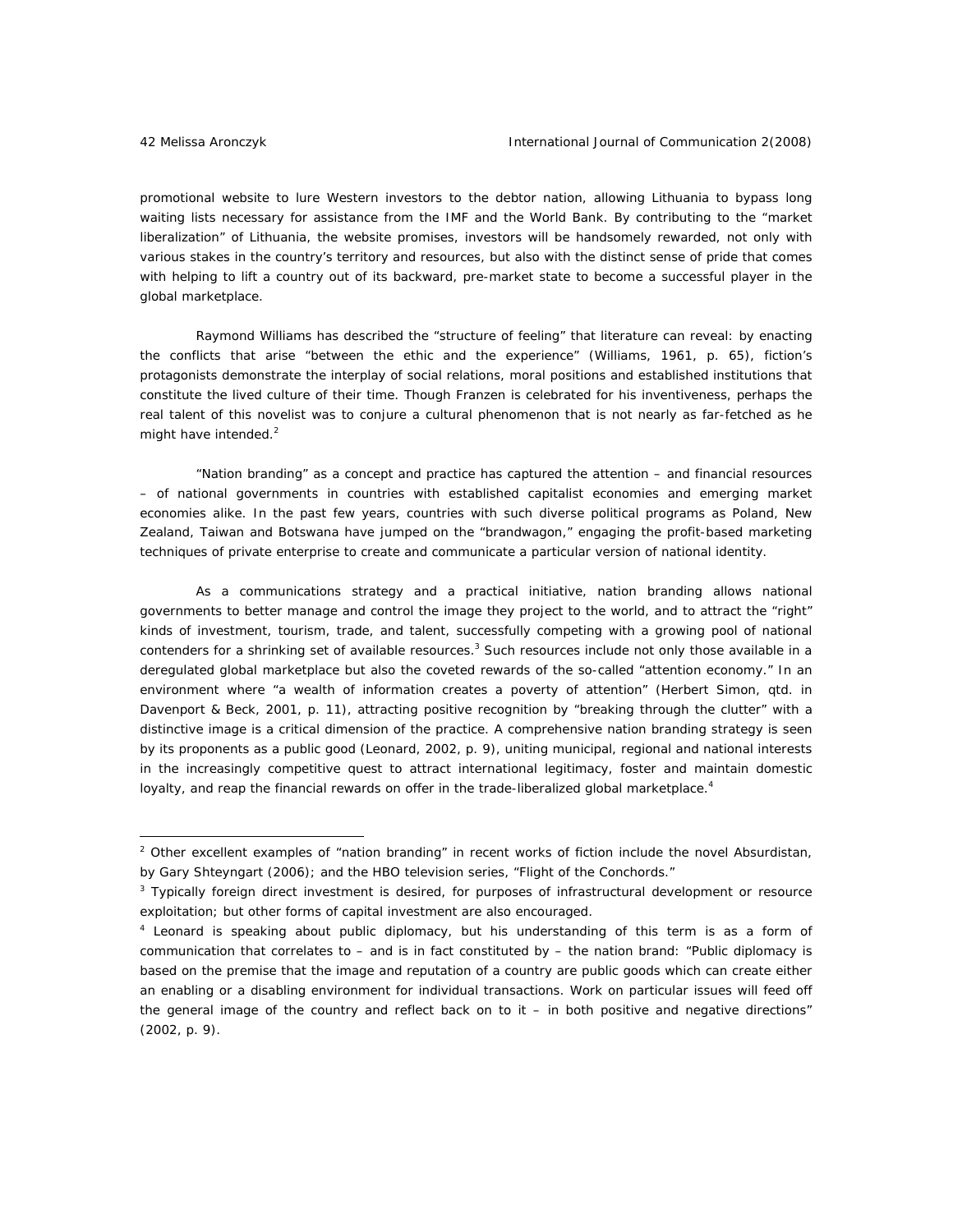promotional website to lure Western investors to the debtor nation, allowing Lithuania to bypass long waiting lists necessary for assistance from the IMF and the World Bank. By contributing to the "market liberalization" of Lithuania, the website promises, investors will be handsomely rewarded, not only with various stakes in the country's territory and resources, but also with the distinct sense of pride that comes with helping to lift a country out of its backward, pre-market state to become a successful player in the global marketplace.

Raymond Williams has described the "structure of feeling" that literature can reveal: by enacting the conflicts that arise "between the ethic and the experience" (Williams, 1961, p. 65), fiction's protagonists demonstrate the interplay of social relations, moral positions and established institutions that constitute the lived culture of their time. Though Franzen is celebrated for his inventiveness, perhaps the real talent of this novelist was to conjure a cultural phenomenon that is not nearly as far-fetched as he might have intended.[2]

"Nation branding" as a concept and practice has captured the attention – and financial resources – of national governments in countries with established capitalist economies and emerging market economies alike. In the past few years, countries with such diverse political programs as Poland, New Zealand, Taiwan and Botswana have jumped on the "brandwagon," engaging the profit-based marketing techniques of private enterprise to create and communicate a particular version of national identity.

As a communications strategy and a practical initiative, nation branding allows national governments to better manage and control the image they project to the world, and to attract the "right" kinds of investment, tourism, trade, and talent, successfully competing with a growing pool of national contenders for a shrinking set of available resources.[3] Such resources include not only those available in a deregulated global marketplace but also the coveted rewards of the so-called "attention economy." In an environment where "a wealth of information creates a poverty of attention" (Herbert Simon, qtd. in Davenport & Beck, 2001, p. 11), attracting positive recognition by "breaking through the clutter" with a distinctive image is a critical dimension of the practice. A comprehensive nation branding strategy is seen by its proponents as a public good (Leonard, 2002, p. 9), uniting municipal, regional and national interests in the increasingly competitive quest to attract international legitimacy, foster and maintain domestic loyalty, and reap the financial rewards on offer in the trade-liberalized global marketplace.[4]

---

[2] Other excellent examples of "nation branding" in recent works of fiction include the novel Absurdistan, by Gary Shteyngart (2006); and the HBO television series, "Flight of the Conchords."

[3] Typically foreign direct investment is desired, for purposes of infrastructural development or resource exploitation; but other forms of capital investment are also encouraged.

[4] Leonard is speaking about public diplomacy, but his understanding of this term is as a form of communication that correlates to – and is in fact constituted by – the nation brand: "Public diplomacy is based on the premise that the image and reputation of a country are public goods which can create either an enabling or a disabling environment for individual transactions. Work on particular issues will feed off the general image of the country and reflect back on to it – in both positive and negative directions" (2002, p. 9).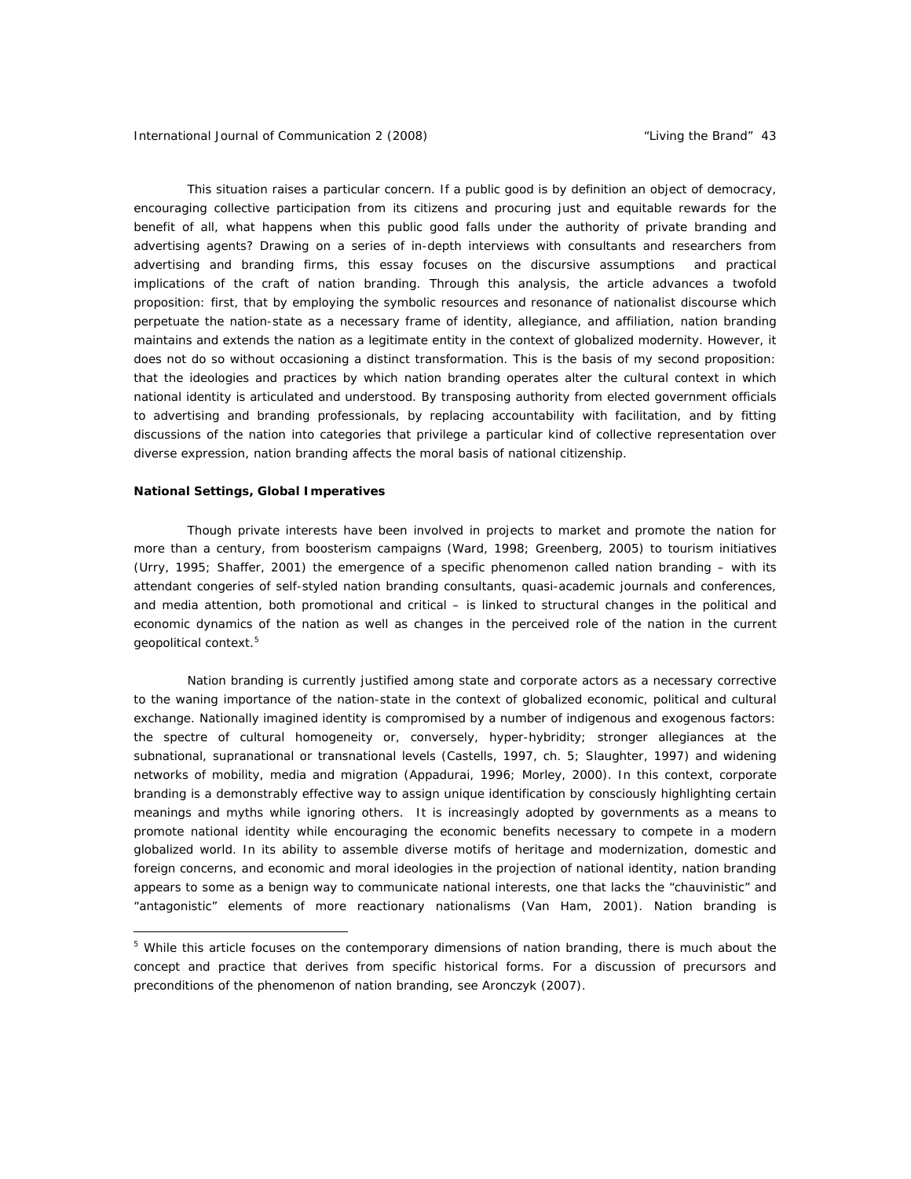This situation raises a particular concern. If a public good is by definition an object of democracy, encouraging collective participation from its citizens and procuring just and equitable rewards for the benefit of all, what happens when this public good falls under the authority of private branding and advertising agents? Drawing on a series of in-depth interviews with consultants and researchers from advertising and branding firms, this essay focuses on the discursive assumptions and practical implications of the craft of nation branding. Through this analysis, the article advances a twofold proposition: first, that by employing the symbolic resources and resonance of nationalist discourse which perpetuate the nation-state as a necessary frame of identity, allegiance, and affiliation, nation branding maintains and extends the nation as a legitimate entity in the context of globalized modernity. However, it does not do so without occasioning a distinct transformation. This is the basis of my second proposition: that the ideologies and practices by which nation branding operates alter the cultural context in which national identity is articulated and understood. By transposing authority from elected government officials to advertising and branding professionals, by replacing accountability with facilitation, and by fitting discussions of the nation into categories that privilege a particular kind of collective representation over diverse expression, nation branding affects the moral basis of national citizenship.

**National Settings, Global Imperatives**

Though private interests have been involved in projects to market and promote the nation for more than a century, from boosterism campaigns (Ward, 1998; Greenberg, 2005) to tourism initiatives (Urry, 1995; Shaffer, 2001) the emergence of a specific phenomenon called nation branding – with its attendant congeries of self-styled nation branding consultants, quasi-academic journals and conferences, and media attention, both promotional and critical – is linked to structural changes in the political and economic dynamics of the nation as well as changes in the perceived role of the nation in the current geopolitical context.[5]

Nation branding is currently justified among state and corporate actors as a necessary corrective to the waning importance of the nation-state in the context of globalized economic, political and cultural exchange. Nationally imagined identity is compromised by a number of indigenous and exogenous factors: the spectre of cultural homogeneity or, conversely, hyper-hybridity; stronger allegiances at the subnational, supranational or transnational levels (Castells, 1997, ch. 5; Slaughter, 1997) and widening networks of mobility, media and migration (Appadurai, 1996; Morley, 2000). In this context, corporate branding is a demonstrably effective way to assign unique identification by consciously highlighting certain meanings and myths while ignoring others. It is increasingly adopted by governments as a means to promote national identity while encouraging the economic benefits necessary to compete in a modern globalized world. In its ability to assemble diverse motifs of heritage and modernization, domestic and foreign concerns, and economic and moral ideologies in the projection of national identity, nation branding appears to some as a benign way to communicate national interests, one that lacks the "chauvinistic" and "antagonistic" elements of more reactionary nationalisms (Van Ham, 2001). Nation branding is

[5] While this article focuses on the contemporary dimensions of nation branding, there is much about the concept and practice that derives from specific historical forms. For a discussion of precursors and preconditions of the phenomenon of nation branding, see Aronczyk (2007).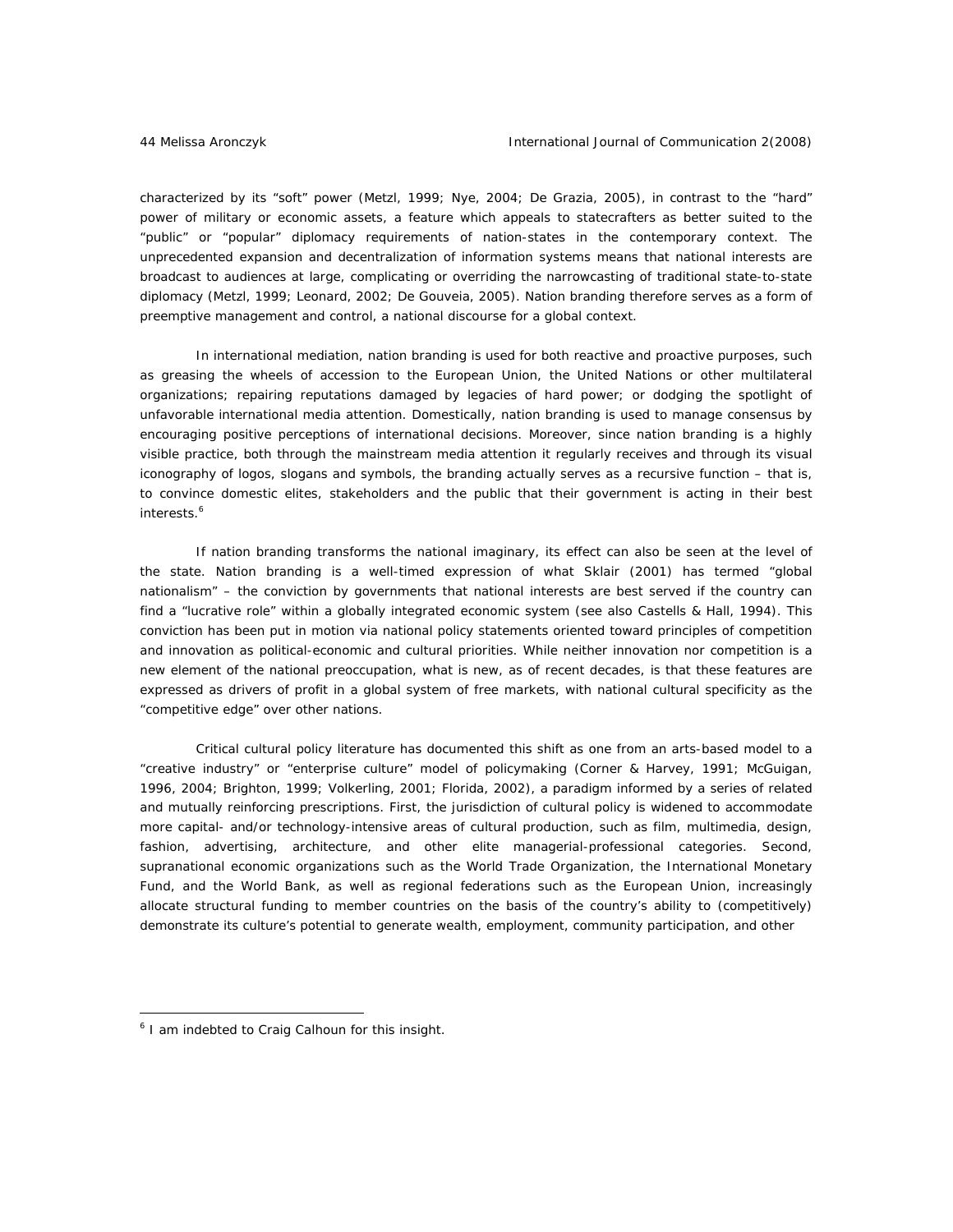characterized by its "soft" power (Metzl, 1999; Nye, 2004; De Grazia, 2005), in contrast to the "hard" power of military or economic assets, a feature which appeals to statecrafters as better suited to the "public" or "popular" diplomacy requirements of nation-states in the contemporary context. The unprecedented expansion and decentralization of information systems means that national interests are broadcast to audiences at large, complicating or overriding the narrowcasting of traditional state-to-state diplomacy (Metzl, 1999; Leonard, 2002; De Gouveia, 2005). Nation branding therefore serves as a form of preemptive management and control, a national discourse for a global context.

In international mediation, nation branding is used for both reactive and proactive purposes, such as greasing the wheels of accession to the European Union, the United Nations or other multilateral organizations; repairing reputations damaged by legacies of hard power; or dodging the spotlight of unfavorable international media attention. Domestically, nation branding is used to manage consensus by encouraging positive perceptions of international decisions. Moreover, since nation branding is a highly visible practice, both through the mainstream media attention it regularly receives and through its visual iconography of logos, slogans and symbols, the branding actually serves as a recursive function – that is, to convince domestic elites, stakeholders and the public that their government is acting in their best interests.[6]

If nation branding transforms the national imaginary, its effect can also be seen at the level of the state. Nation branding is a well-timed expression of what Sklair (2001) has termed "global nationalism" – the conviction by governments that national interests are best served if the country can find a "lucrative role" within a globally integrated economic system (see also Castells & Hall, 1994). This conviction has been put in motion via national policy statements oriented toward principles of competition and innovation as political-economic and cultural priorities. While neither innovation nor competition is a new element of the national preoccupation, what is new, as of recent decades, is that these features are expressed as drivers of profit in a global system of free markets, with national cultural specificity as the "competitive edge" over other nations.

Critical cultural policy literature has documented this shift as one from an arts-based model to a "creative industry" or "enterprise culture" model of policymaking (Corner & Harvey, 1991; McGuigan, 1996, 2004; Brighton, 1999; Volkerling, 2001; Florida, 2002), a paradigm informed by a series of related and mutually reinforcing prescriptions. First, the jurisdiction of cultural policy is widened to accommodate more capital- and/or technology-intensive areas of cultural production, such as film, multimedia, design, fashion, advertising, architecture, and other elite managerial-professional categories. Second, supranational economic organizations such as the World Trade Organization, the International Monetary Fund, and the World Bank, as well as regional federations such as the European Union, increasingly allocate structural funding to member countries on the basis of the country's ability to (competitively) demonstrate its culture's potential to generate wealth, employment, community participation, and other

[6] I am indebted to Craig Calhoun for this insight.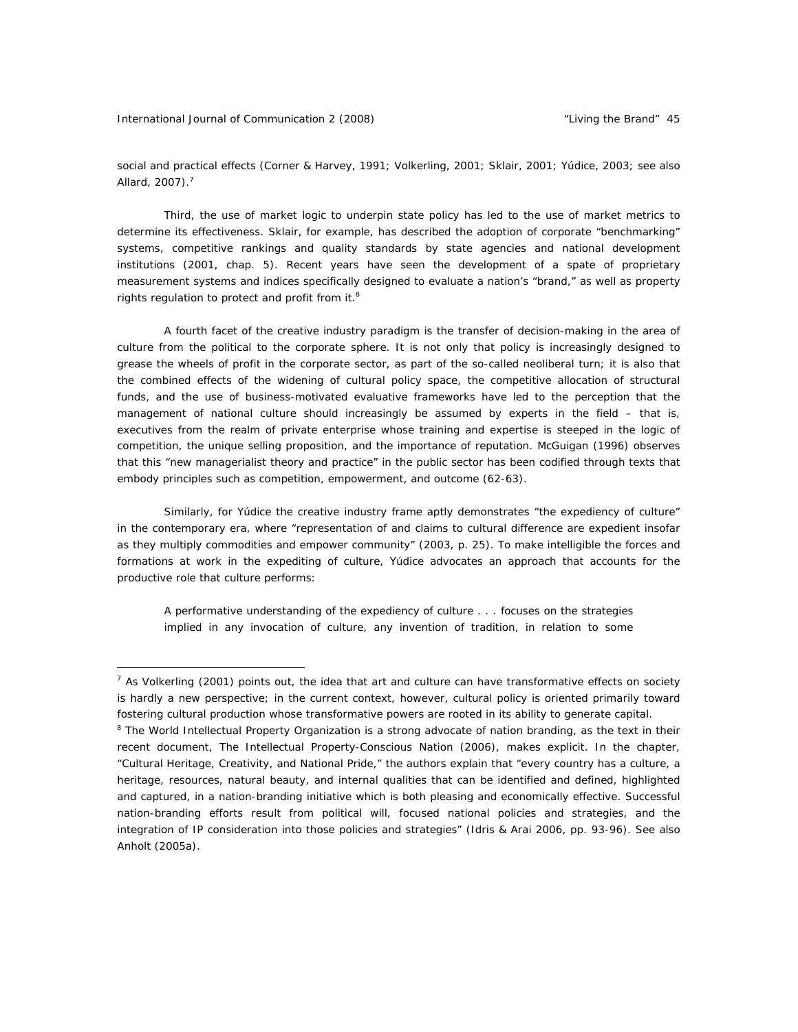social and practical effects (Corner & Harvey, 1991; Volkerling, 2001; Sklair, 2001; Yúdice, 2003; see also Allard, 2007).[7]

Third, the use of market logic to underpin state policy has led to the use of market metrics to determine its effectiveness. Sklair, for example, has described the adoption of corporate "benchmarking" systems, competitive rankings and quality standards by state agencies and national development institutions (2001, chap. 5). Recent years have seen the development of a spate of proprietary measurement systems and indices specifically designed to evaluate a nation's "brand," as well as property rights regulation to protect and profit from it.[8]

A fourth facet of the creative industry paradigm is the transfer of decision-making in the area of culture from the political to the corporate sphere. It is not only that policy is increasingly designed to grease the wheels of profit in the corporate sector, as part of the so-called neoliberal turn; it is also that the combined effects of the widening of cultural policy space, the competitive allocation of structural funds, and the use of business-motivated evaluative frameworks have led to the perception that the management of national culture should increasingly be assumed by experts in the field – that is, executives from the realm of private enterprise whose training and expertise is steeped in the logic of competition, the unique selling proposition, and the importance of reputation. McGuigan (1996) observes that this "new managerialist theory and practice" in the public sector has been codified through texts that embody principles such as competition, empowerment, and outcome (62-63).

Similarly, for Yúdice the creative industry frame aptly demonstrates "the expediency of culture" in the contemporary era, where "representation of and claims to cultural difference are expedient insofar as they multiply commodities and empower community" (2003, p. 25). To make intelligible the forces and formations at work in the expediting of culture, Yúdice advocates an approach that accounts for the productive role that culture performs:

> A performative understanding of the expediency of culture . . . focuses on the strategies implied in any invocation of culture, any invention of tradition, in relation to some

---

[7] As Volkerling (2001) points out, the idea that art and culture can have transformative effects on society is hardly a new perspective; in the current context, however, cultural policy is oriented primarily toward fostering cultural production whose transformative powers are rooted in its ability to generate capital.

[8] The World Intellectual Property Organization is a strong advocate of nation branding, as the text in their recent document, The Intellectual Property-Conscious Nation (2006), makes explicit. In the chapter, "Cultural Heritage, Creativity, and National Pride," the authors explain that "every country has a culture, a heritage, resources, natural beauty, and internal qualities that can be identified and defined, highlighted and captured, in a nation-branding initiative which is both pleasing and economically effective. Successful nation-branding efforts result from political will, focused national policies and strategies, and the integration of IP consideration into those policies and strategies" (Idris & Arai 2006, pp. 93-96). See also Anholt (2005a).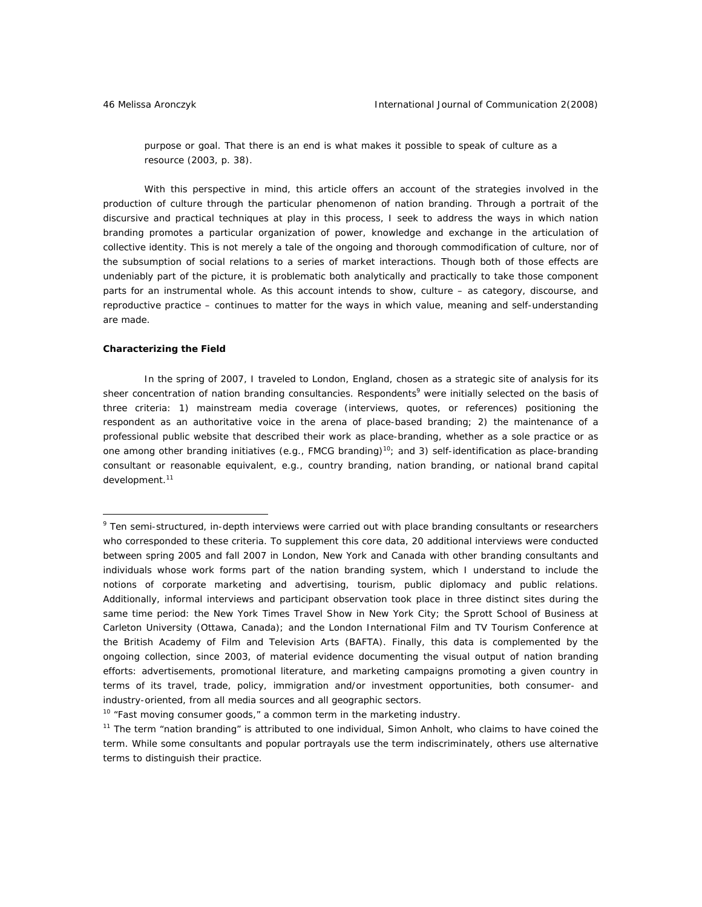purpose or goal. That there is an end is what makes it possible to speak of culture as a resource (2003, p. 38).

With this perspective in mind, this article offers an account of the strategies involved in the production of culture through the particular phenomenon of nation branding. Through a portrait of the discursive and practical techniques at play in this process, I seek to address the ways in which nation branding promotes a particular organization of power, knowledge and exchange in the articulation of collective identity. This is not merely a tale of the ongoing and thorough commodification of culture, nor of the subsumption of social relations to a series of market interactions. Though both of those effects are undeniably part of the picture, it is problematic both analytically and practically to take those component parts for an instrumental whole. As this account intends to show, culture – as category, discourse, and reproductive practice – continues to matter for the ways in which value, meaning and self-understanding are made.

**Characterizing the Field**

In the spring of 2007, I traveled to London, England, chosen as a strategic site of analysis for its sheer concentration of nation branding consultancies. Respondents[9] were initially selected on the basis of three criteria: 1) mainstream media coverage (interviews, quotes, or references) positioning the respondent as an authoritative voice in the arena of place-based branding; 2) the maintenance of a professional public website that described their work as place-branding, whether as a sole practice or as one among other branding initiatives (e.g., FMCG branding)[10]; and 3) self-identification as place-branding consultant or reasonable equivalent, e.g., country branding, nation branding, or national brand capital development.[11]

---

[9] Ten semi-structured, in-depth interviews were carried out with place branding consultants or researchers who corresponded to these criteria. To supplement this core data, 20 additional interviews were conducted between spring 2005 and fall 2007 in London, New York and Canada with other branding consultants and individuals whose work forms part of the nation branding system, which I understand to include the notions of corporate marketing and advertising, tourism, public diplomacy and public relations. Additionally, informal interviews and participant observation took place in three distinct sites during the same time period: the New York Times Travel Show in New York City; the Sprott School of Business at Carleton University (Ottawa, Canada); and the London International Film and TV Tourism Conference at the British Academy of Film and Television Arts (BAFTA). Finally, this data is complemented by the ongoing collection, since 2003, of material evidence documenting the visual output of nation branding efforts: advertisements, promotional literature, and marketing campaigns promoting a given country in terms of its travel, trade, policy, immigration and/or investment opportunities, both consumer- and industry-oriented, from all media sources and all geographic sectors.

[10] "Fast moving consumer goods," a common term in the marketing industry.

[11] The term "nation branding" is attributed to one individual, Simon Anholt, who claims to have coined the term. While some consultants and popular portrayals use the term indiscriminately, others use alternative terms to distinguish their practice.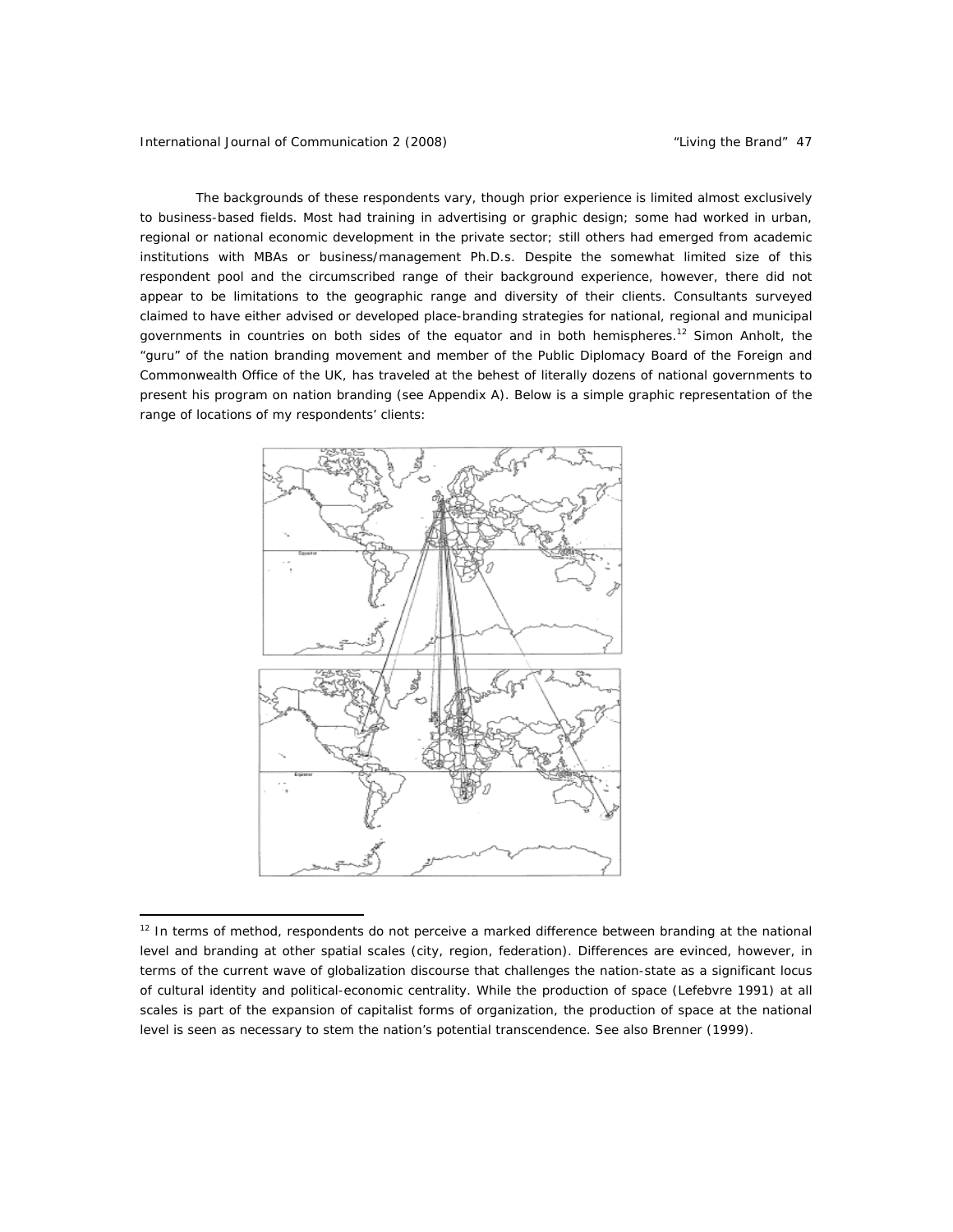The backgrounds of these respondents vary, though prior experience is limited almost exclusively to business-based fields. Most had training in advertising or graphic design; some had worked in urban, regional or national economic development in the private sector; still others had emerged from academic institutions with MBAs or business/management Ph.D.s. Despite the somewhat limited size of this respondent pool and the circumscribed range of their background experience, however, there did not appear to be limitations to the geographic range and diversity of their clients. Consultants surveyed claimed to have either advised or developed place-branding strategies for national, regional and municipal governments in countries on both sides of the equator and in both hemispheres.[12] Simon Anholt, the "guru" of the nation branding movement and member of the Public Diplomacy Board of the Foreign and Commonwealth Office of the UK, has traveled at the behest of literally dozens of national governments to present his program on nation branding (see Appendix A). Below is a simple graphic representation of the range of locations of my respondents' clients:

---

[12] In terms of method, respondents do not perceive a marked difference between branding at the national level and branding at other spatial scales (city, region, federation). Differences are evinced, however, in terms of the current wave of globalization discourse that challenges the nation-state as a significant locus of cultural identity and political-economic centrality. While the production of space (Lefebvre 1991) at all scales is part of the expansion of capitalist forms of organization, the production of space at the national level is seen as necessary to stem the nation's potential transcendence. See also Brenner (1999).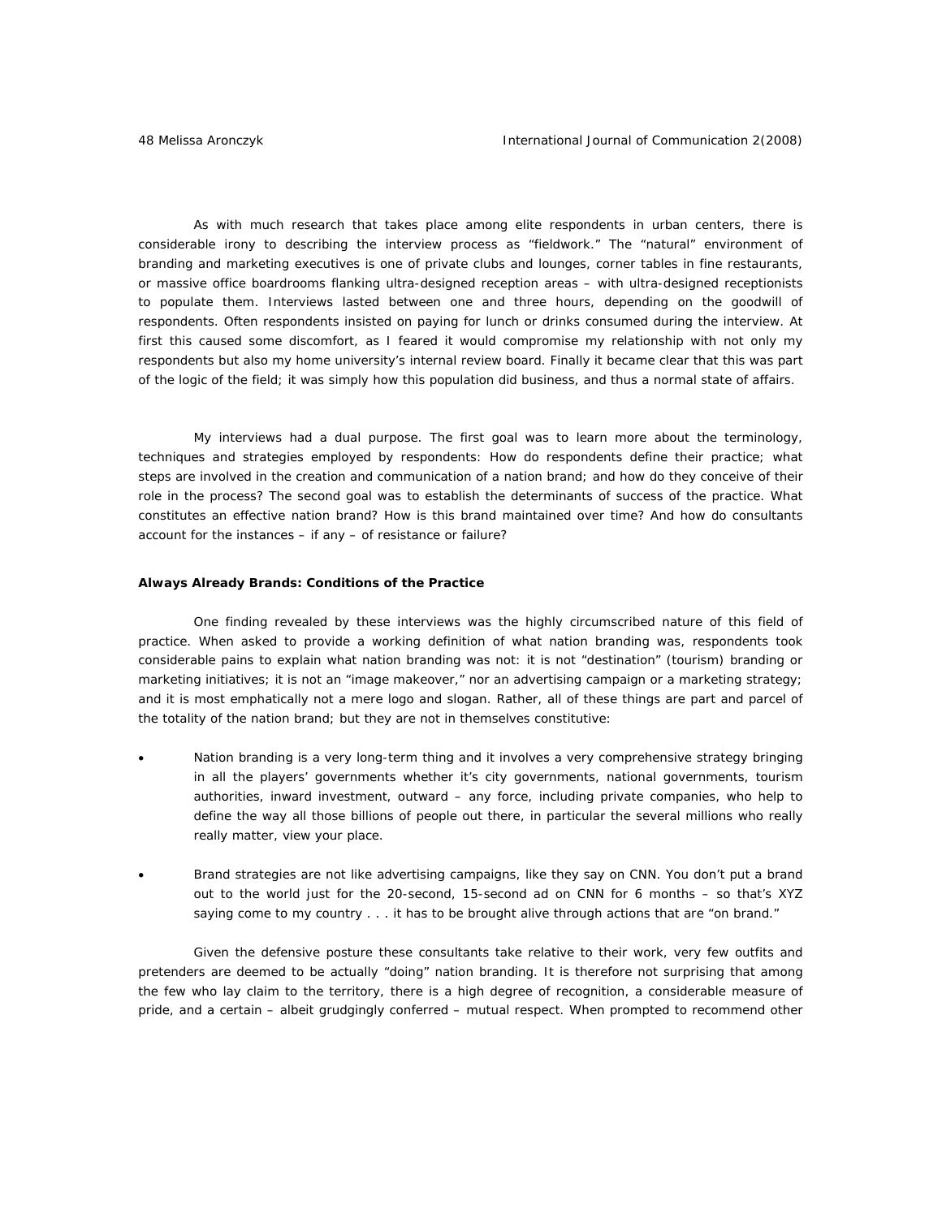As with much research that takes place among elite respondents in urban centers, there is considerable irony to describing the interview process as "fieldwork." The "natural" environment of branding and marketing executives is one of private clubs and lounges, corner tables in fine restaurants, or massive office boardrooms flanking ultra-designed reception areas – with ultra-designed receptionists to populate them. Interviews lasted between one and three hours, depending on the goodwill of respondents. Often respondents insisted on paying for lunch or drinks consumed during the interview. At first this caused some discomfort, as I feared it would compromise my relationship with not only my respondents but also my home university's internal review board. Finally it became clear that this was part of the logic of the field; it was simply how this population did business, and thus a normal state of affairs.

My interviews had a dual purpose. The first goal was to learn more about the terminology, techniques and strategies employed by respondents: How do respondents define their practice; what steps are involved in the creation and communication of a nation brand; and how do they conceive of their role in the process? The second goal was to establish the determinants of success of the practice. What constitutes an effective nation brand? How is this brand maintained over time? And how do consultants account for the instances – if any – of resistance or failure?

**Always Already Brands: Conditions of the Practice**

One finding revealed by these interviews was the highly circumscribed nature of this field of practice. When asked to provide a working definition of what nation branding was, respondents took considerable pains to explain what nation branding was not: it is not "destination" (tourism) branding or marketing initiatives; it is not an "image makeover," nor an advertising campaign or a marketing strategy; and it is most emphatically not a mere logo and slogan. Rather, all of these things are part and parcel of the totality of the nation brand; but they are not in themselves constitutive:

- Nation branding is a very long-term thing and it involves a very comprehensive strategy bringing in all the players' governments whether it's city governments, national governments, tourism authorities, inward investment, outward – any force, including private companies, who help to define the way all those billions of people out there, in particular the several millions who really really matter, view your place.

- Brand strategies are not like advertising campaigns, like they say on CNN. You don't put a brand out to the world just for the 20-second, 15-second ad on CNN for 6 months – so that's XYZ saying come to my country . . . it has to be brought alive through actions that are "on brand."

Given the defensive posture these consultants take relative to their work, very few outfits and pretenders are deemed to be actually "doing" nation branding. It is therefore not surprising that among the few who lay claim to the territory, there is a high degree of recognition, a considerable measure of pride, and a certain – albeit grudgingly conferred – mutual respect. When prompted to recommend other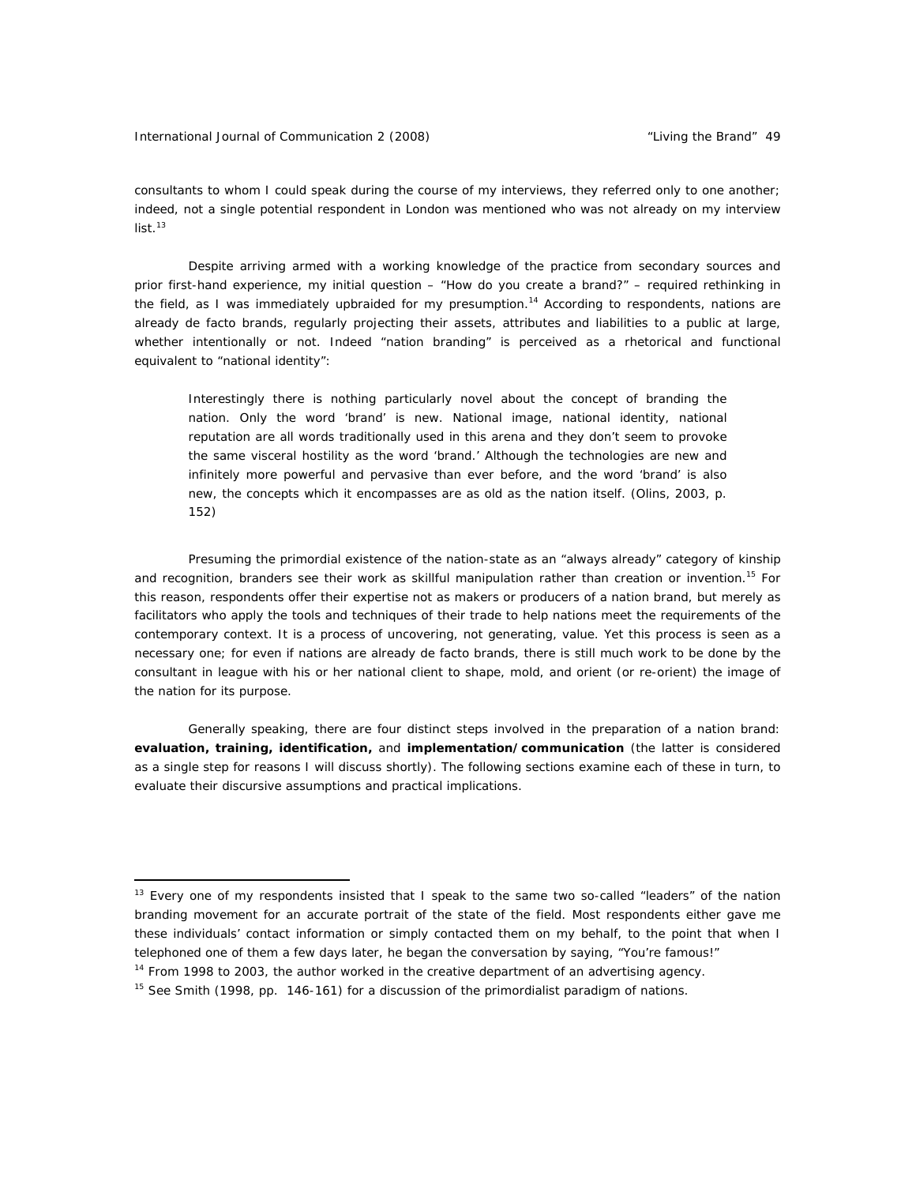consultants to whom I could speak during the course of my interviews, they referred only to one another; indeed, not a single potential respondent in London was mentioned who was not already on my interview list.[13]

Despite arriving armed with a working knowledge of the practice from secondary sources and prior first-hand experience, my initial question – "How do you create a brand?" – required rethinking in the field, as I was immediately upbraided for my presumption.[14] According to respondents, nations are already de facto brands, regularly projecting their assets, attributes and liabilities to a public at large, whether intentionally or not. Indeed "nation branding" is perceived as a rhetorical and functional equivalent to "national identity":

> Interestingly there is nothing particularly novel about the concept of branding the nation. Only the word 'brand' is new. National image, national identity, national reputation are all words traditionally used in this arena and they don't seem to provoke the same visceral hostility as the word 'brand.' Although the technologies are new and infinitely more powerful and pervasive than ever before, and the word 'brand' is also new, the concepts which it encompasses are as old as the nation itself. (Olins, 2003, p. 152)

Presuming the primordial existence of the nation-state as an "always already" category of kinship and recognition, branders see their work as skillful manipulation rather than creation or invention.[15] For this reason, respondents offer their expertise not as makers or producers of a nation brand, but merely as facilitators who apply the tools and techniques of their trade to help nations meet the requirements of the contemporary context. It is a process of uncovering, not generating, value. Yet this process is seen as a necessary one; for even if nations are already de facto brands, there is still much work to be done by the consultant in league with his or her national client to shape, mold, and orient (or re-orient) the image of the nation for its purpose.

Generally speaking, there are four distinct steps involved in the preparation of a nation brand: **evaluation, training, identification,** and **implementation/communication** (the latter is considered as a single step for reasons I will discuss shortly). The following sections examine each of these in turn, to evaluate their discursive assumptions and practical implications.

---

[13] Every one of my respondents insisted that I speak to the same two so-called "leaders" of the nation branding movement for an accurate portrait of the state of the field. Most respondents either gave me these individuals' contact information or simply contacted them on my behalf, to the point that when I telephoned one of them a few days later, he began the conversation by saying, "You're famous!"

[14] From 1998 to 2003, the author worked in the creative department of an advertising agency.

[15] See Smith (1998, pp. 146-161) for a discussion of the primordialist paradigm of nations.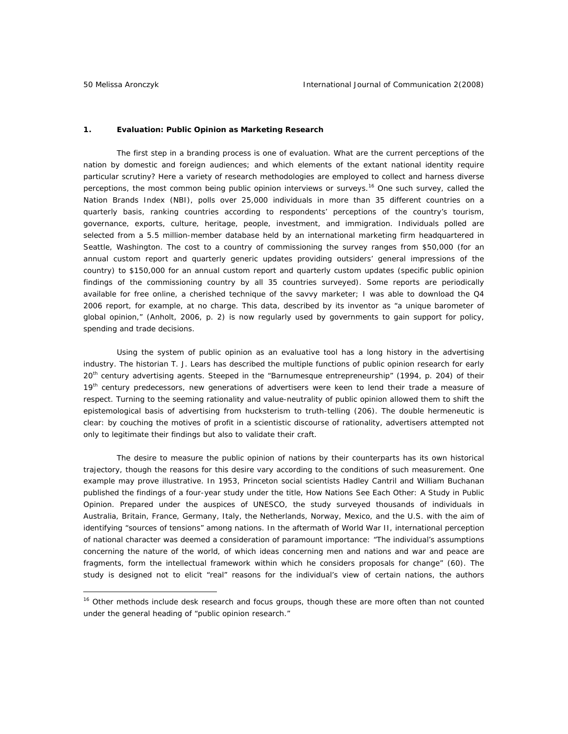## 1. Evaluation: Public Opinion as Marketing Research

The first step in a branding process is one of evaluation. What are the current perceptions of the nation by domestic and foreign audiences; and which elements of the extant national identity require particular scrutiny? Here a variety of research methodologies are employed to collect and harness diverse perceptions, the most common being public opinion interviews or surveys.[16] One such survey, called the Nation Brands Index (NBI), polls over 25,000 individuals in more than 35 different countries on a quarterly basis, ranking countries according to respondents' perceptions of the country's tourism, governance, exports, culture, heritage, people, investment, and immigration. Individuals polled are selected from a 5.5 million-member database held by an international marketing firm headquartered in Seattle, Washington. The cost to a country of commissioning the survey ranges from $50,000 (for an annual custom report and quarterly generic updates providing outsiders' general impressions of the country) to $150,000 for an annual custom report and quarterly custom updates (specific public opinion findings of the commissioning country by all 35 countries surveyed). Some reports are periodically available for free online, a cherished technique of the savvy marketer; I was able to download the Q4 2006 report, for example, at no charge. This data, described by its inventor as "a unique barometer of global opinion," (Anholt, 2006, p. 2) is now regularly used by governments to gain support for policy, spending and trade decisions.

Using the system of public opinion as an evaluative tool has a long history in the advertising industry. The historian T. J. Lears has described the multiple functions of public opinion research for early 20th century advertising agents. Steeped in the "Barnumesque entrepreneurship" (1994, p. 204) of their 19th century predecessors, new generations of advertisers were keen to lend their trade a measure of respect. Turning to the seeming rationality and value-neutrality of public opinion allowed them to shift the epistemological basis of advertising from hucksterism to truth-telling (206). The double hermeneutic is clear: by couching the motives of profit in a scientistic discourse of rationality, advertisers attempted not only to legitimate their findings but also to validate their craft.

The desire to measure the public opinion of nations by their counterparts has its own historical trajectory, though the reasons for this desire vary according to the conditions of such measurement. One example may prove illustrative. In 1953, Princeton social scientists Hadley Cantril and William Buchanan published the findings of a four-year study under the title, How Nations See Each Other: A Study in Public Opinion. Prepared under the auspices of UNESCO, the study surveyed thousands of individuals in Australia, Britain, France, Germany, Italy, the Netherlands, Norway, Mexico, and the U.S. with the aim of identifying "sources of tensions" among nations. In the aftermath of World War II, international perception of national character was deemed a consideration of paramount importance: "The individual's assumptions concerning the nature of the world, of which ideas concerning men and nations and war and peace are fragments, form the intellectual framework within which he considers proposals for change" (60). The study is designed not to elicit "real" reasons for the individual's view of certain nations, the authors

---

[16] Other methods include desk research and focus groups, though these are more often than not counted under the general heading of "public opinion research."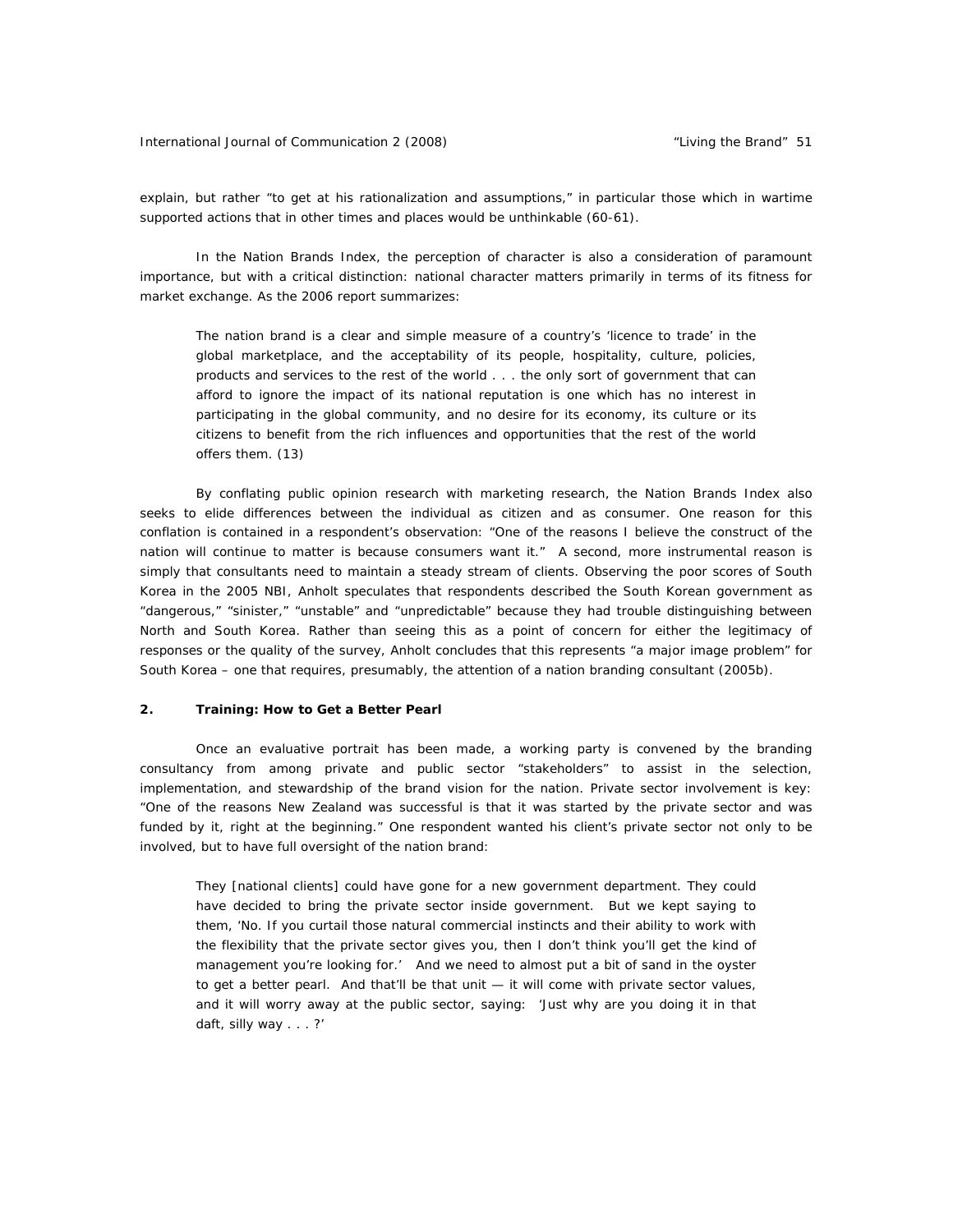explain, but rather "to get at his rationalization and assumptions," in particular those which in wartime supported actions that in other times and places would be unthinkable (60-61).

In the Nation Brands Index, the perception of character is also a consideration of paramount importance, but with a critical distinction: national character matters primarily in terms of its fitness for market exchange. As the 2006 report summarizes:

> The nation brand is a clear and simple measure of a country's 'licence to trade' in the global marketplace, and the acceptability of its people, hospitality, culture, policies, products and services to the rest of the world . . . the only sort of government that can afford to ignore the impact of its national reputation is one which has no interest in participating in the global community, and no desire for its economy, its culture or its citizens to benefit from the rich influences and opportunities that the rest of the world offers them. (13)

By conflating public opinion research with marketing research, the Nation Brands Index also seeks to elide differences between the individual as citizen and as consumer. One reason for this conflation is contained in a respondent's observation: "One of the reasons I believe the construct of the nation will continue to matter is because consumers want it." A second, more instrumental reason is simply that consultants need to maintain a steady stream of clients. Observing the poor scores of South Korea in the 2005 NBI, Anholt speculates that respondents described the South Korean government as "dangerous," "sinister," "unstable" and "unpredictable" because they had trouble distinguishing between North and South Korea. Rather than seeing this as a point of concern for either the legitimacy of responses or the quality of the survey, Anholt concludes that this represents "a major image problem" for South Korea – one that requires, presumably, the attention of a nation branding consultant (2005b).

### 2. Training: How to Get a Better Pearl

Once an evaluative portrait has been made, a working party is convened by the branding consultancy from among private and public sector "stakeholders" to assist in the selection, implementation, and stewardship of the brand vision for the nation. Private sector involvement is key: "One of the reasons New Zealand was successful is that it was started by the private sector and was funded by it, right at the beginning." One respondent wanted his client's private sector not only to be involved, but to have full oversight of the nation brand:

> They [national clients] could have gone for a new government department. They could have decided to bring the private sector inside government. But we kept saying to them, 'No. If you curtail those natural commercial instincts and their ability to work with the flexibility that the private sector gives you, then I don't think you'll get the kind of management you're looking for.' And we need to almost put a bit of sand in the oyster to get a better pearl. And that'll be that unit — it will come with private sector values, and it will worry away at the public sector, saying: 'Just why are you doing it in that daft, silly way . . . ?'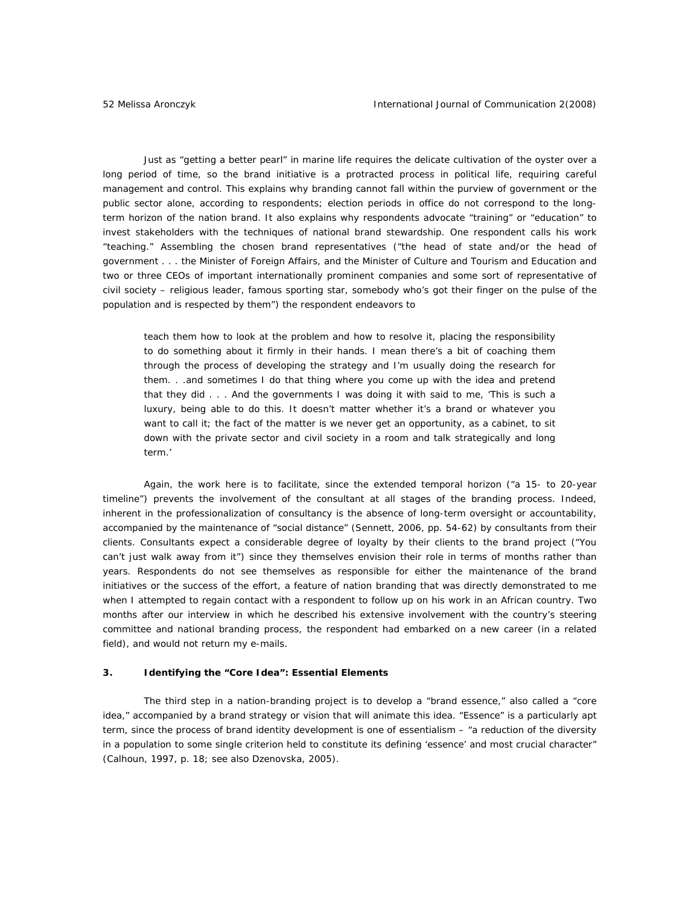Just as "getting a better pearl" in marine life requires the delicate cultivation of the oyster over a long period of time, so the brand initiative is a protracted process in political life, requiring careful management and control. This explains why branding cannot fall within the purview of government or the public sector alone, according to respondents; election periods in office do not correspond to the long-term horizon of the nation brand. It also explains why respondents advocate "training" or "education" to invest stakeholders with the techniques of national brand stewardship. One respondent calls his work "teaching." Assembling the chosen brand representatives ("the head of state and/or the head of government . . . the Minister of Foreign Affairs, and the Minister of Culture and Tourism and Education and two or three CEOs of important internationally prominent companies and some sort of representative of civil society – religious leader, famous sporting star, somebody who's got their finger on the pulse of the population and is respected by them") the respondent endeavors to

> teach them how to look at the problem and how to resolve it, placing the responsibility to do something about it firmly in their hands. I mean there's a bit of coaching them through the process of developing the strategy and I'm usually doing the research for them. . .and sometimes I do that thing where you come up with the idea and pretend that they did . . . And the governments I was doing it with said to me, 'This is such a luxury, being able to do this. It doesn't matter whether it's a brand or whatever you want to call it; the fact of the matter is we never get an opportunity, as a cabinet, to sit down with the private sector and civil society in a room and talk strategically and long term.'

Again, the work here is to facilitate, since the extended temporal horizon ("a 15- to 20-year timeline") prevents the involvement of the consultant at all stages of the branding process. Indeed, inherent in the professionalization of consultancy is the absence of long-term oversight or accountability, accompanied by the maintenance of "social distance" (Sennett, 2006, pp. 54-62) by consultants from their clients. Consultants expect a considerable degree of loyalty by their clients to the brand project ("You can't just walk away from it") since they themselves envision their role in terms of months rather than years. Respondents do not see themselves as responsible for either the maintenance of the brand initiatives or the success of the effort, a feature of nation branding that was directly demonstrated to me when I attempted to regain contact with a respondent to follow up on his work in an African country. Two months after our interview in which he described his extensive involvement with the country's steering committee and national branding process, the respondent had embarked on a new career (in a related field), and would not return my e-mails.

### 3. Identifying the "Core Idea": Essential Elements

The third step in a nation-branding project is to develop a "brand essence," also called a "core idea," accompanied by a brand strategy or vision that will animate this idea. "Essence" is a particularly apt term, since the process of brand identity development is one of essentialism – "a reduction of the diversity in a population to some single criterion held to constitute its defining 'essence' and most crucial character" (Calhoun, 1997, p. 18; see also Dzenovska, 2005).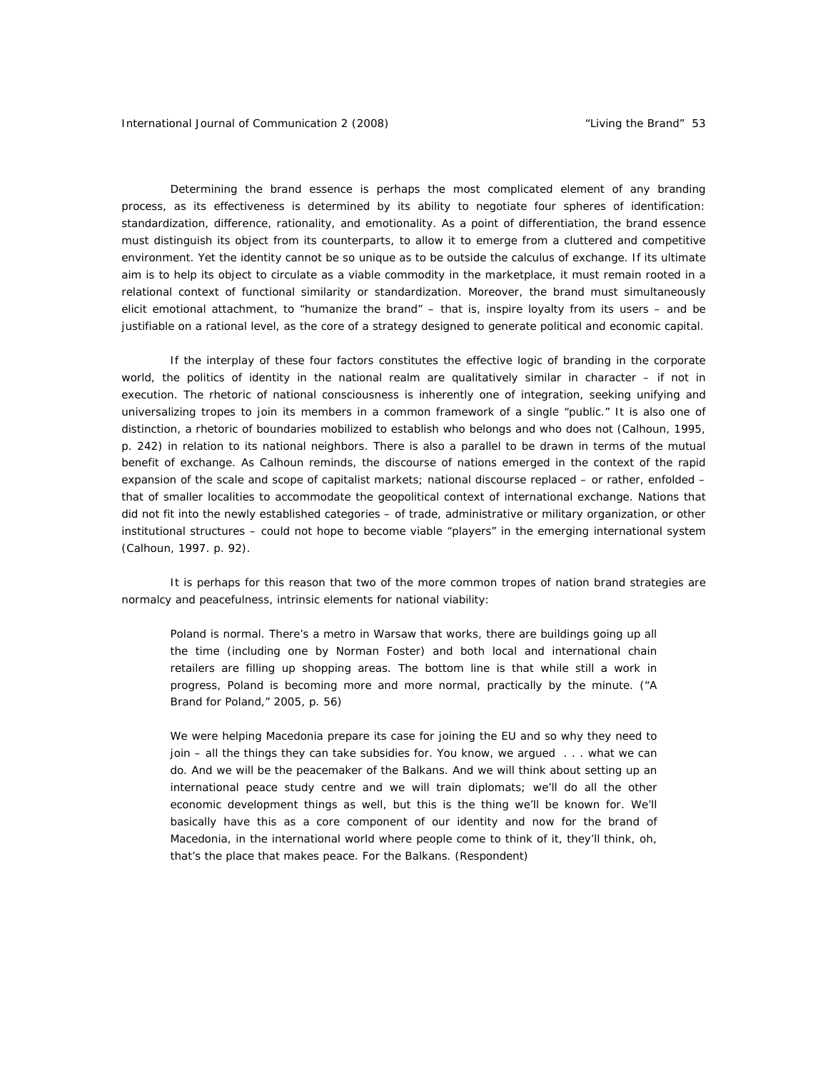Determining the brand essence is perhaps the most complicated element of any branding process, as its effectiveness is determined by its ability to negotiate four spheres of identification: standardization, difference, rationality, and emotionality. As a point of differentiation, the brand essence must distinguish its object from its counterparts, to allow it to emerge from a cluttered and competitive environment. Yet the identity cannot be so unique as to be outside the calculus of exchange. If its ultimate aim is to help its object to circulate as a viable commodity in the marketplace, it must remain rooted in a relational context of functional similarity or standardization. Moreover, the brand must simultaneously elicit emotional attachment, to "humanize the brand" – that is, inspire loyalty from its users – and be justifiable on a rational level, as the core of a strategy designed to generate political and economic capital.

If the interplay of these four factors constitutes the effective logic of branding in the corporate world, the politics of identity in the national realm are qualitatively similar in character – if not in execution. The rhetoric of national consciousness is inherently one of integration, seeking unifying and universalizing tropes to join its members in a common framework of a single "public." It is also one of distinction, a rhetoric of boundaries mobilized to establish who belongs and who does not (Calhoun, 1995, p. 242) in relation to its national neighbors. There is also a parallel to be drawn in terms of the mutual benefit of exchange. As Calhoun reminds, the discourse of nations emerged in the context of the rapid expansion of the scale and scope of capitalist markets; national discourse replaced – or rather, enfolded – that of smaller localities to accommodate the geopolitical context of international exchange. Nations that did not fit into the newly established categories – of trade, administrative or military organization, or other institutional structures – could not hope to become viable "players" in the emerging international system (Calhoun, 1997. p. 92).

It is perhaps for this reason that two of the more common tropes of nation brand strategies are normalcy and peacefulness, intrinsic elements for national viability:

> Poland is normal. There's a metro in Warsaw that works, there are buildings going up all the time (including one by Norman Foster) and both local and international chain retailers are filling up shopping areas. The bottom line is that while still a work in progress, Poland is becoming more and more normal, practically by the minute. ("A Brand for Poland," 2005, p. 56)

> We were helping Macedonia prepare its case for joining the EU and so why they need to join – all the things they can take subsidies for. You know, we argued . . . what we can do. And we will be the peacemaker of the Balkans. And we will think about setting up an international peace study centre and we will train diplomats; we'll do all the other economic development things as well, but this is the thing we'll be known for. We'll basically have this as a core component of our identity and now for the brand of Macedonia, in the international world where people come to think of it, they'll think, oh, that's the place that makes peace. For the Balkans. (Respondent)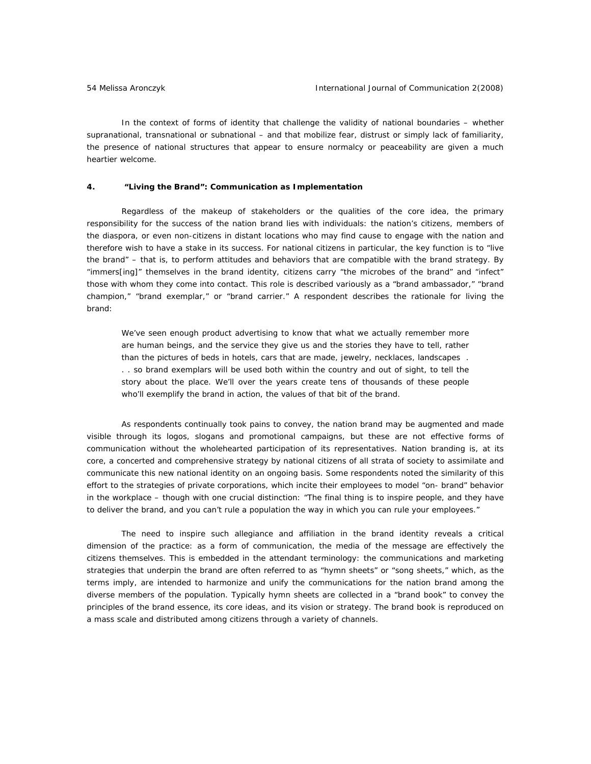In the context of forms of identity that challenge the validity of national boundaries – whether supranational, transnational or subnational – and that mobilize fear, distrust or simply lack of familiarity, the presence of national structures that appear to ensure normalcy or peaceability are given a much heartier welcome.

## 4. "Living the Brand": Communication as Implementation

Regardless of the makeup of stakeholders or the qualities of the core idea, the primary responsibility for the success of the nation brand lies with individuals: the nation's citizens, members of the diaspora, or even non-citizens in distant locations who may find cause to engage with the nation and therefore wish to have a stake in its success. For national citizens in particular, the key function is to "live the brand" – that is, to perform attitudes and behaviors that are compatible with the brand strategy. By "immers[ing]" themselves in the brand identity, citizens carry "the microbes of the brand" and "infect" those with whom they come into contact. This role is described variously as a "brand ambassador," "brand champion," "brand exemplar," or "brand carrier." A respondent describes the rationale for living the brand:

> We've seen enough product advertising to know that what we actually remember more are human beings, and the service they give us and the stories they have to tell, rather than the pictures of beds in hotels, cars that are made, jewelry, necklaces, landscapes . . . so brand exemplars will be used both within the country and out of sight, to tell the story about the place. We'll over the years create tens of thousands of these people who'll exemplify the brand in action, the values of that bit of the brand.

As respondents continually took pains to convey, the nation brand may be augmented and made visible through its logos, slogans and promotional campaigns, but these are not effective forms of communication without the wholehearted participation of its representatives. Nation branding is, at its core, a concerted and comprehensive strategy by national citizens of all strata of society to assimilate and communicate this new national identity on an ongoing basis. Some respondents noted the similarity of this effort to the strategies of private corporations, which incite their employees to model "on- brand" behavior in the workplace – though with one crucial distinction: "The final thing is to inspire people, and they have to deliver the brand, and you can't rule a population the way in which you can rule your employees."

The need to inspire such allegiance and affiliation in the brand identity reveals a critical dimension of the practice: as a form of communication, the media of the message are effectively the citizens themselves. This is embedded in the attendant terminology: the communications and marketing strategies that underpin the brand are often referred to as "hymn sheets" or "song sheets," which, as the terms imply, are intended to harmonize and unify the communications for the nation brand among the diverse members of the population. Typically hymn sheets are collected in a "brand book" to convey the principles of the brand essence, its core ideas, and its vision or strategy. The brand book is reproduced on a mass scale and distributed among citizens through a variety of channels.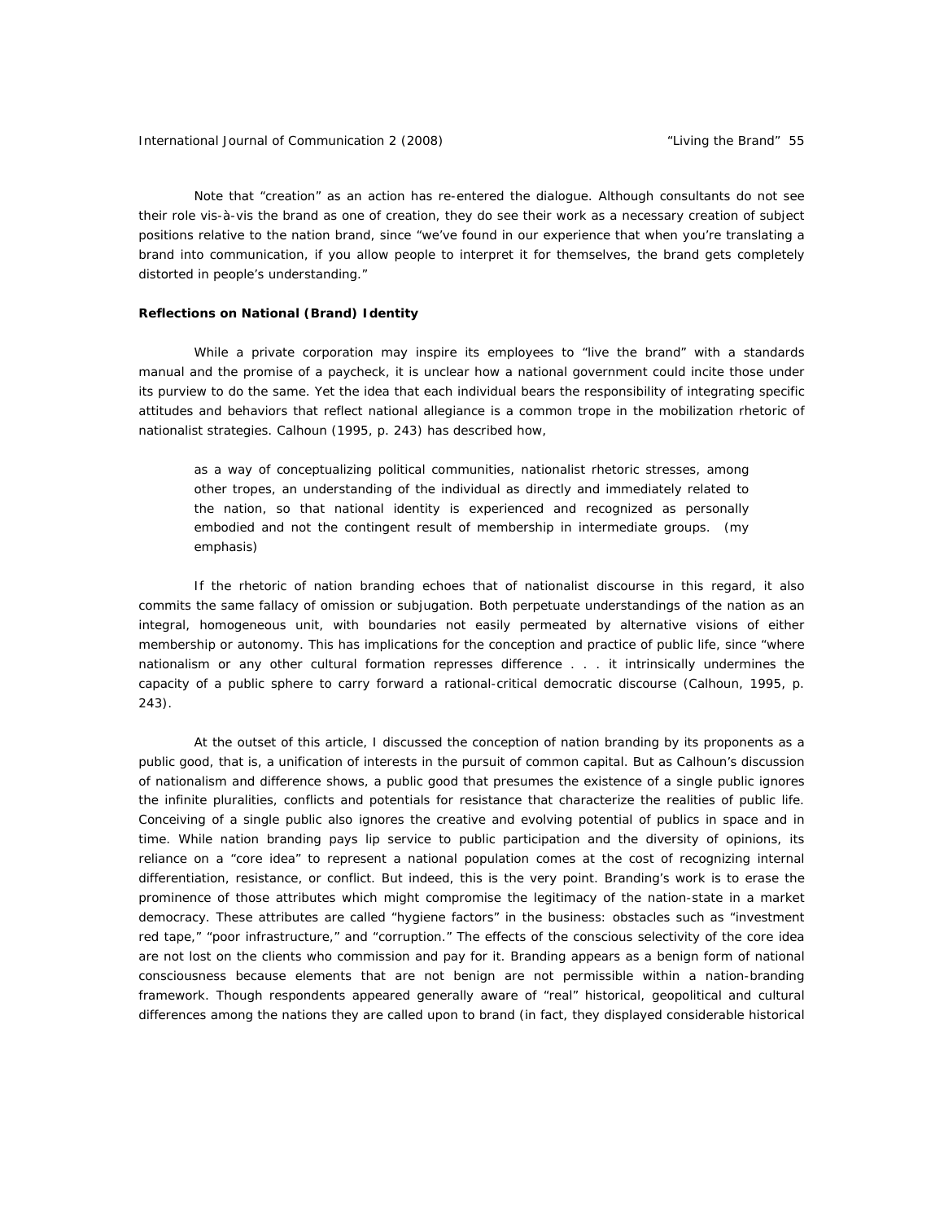Note that "creation" as an action has re-entered the dialogue. Although consultants do not see their role vis-à-vis the brand as one of creation, they do see their work as a necessary creation of subject positions relative to the nation brand, since "we've found in our experience that when you're translating a brand into communication, if you allow people to interpret it for themselves, the brand gets completely distorted in people's understanding."

**Reflections on National (Brand) Identity**

While a private corporation may inspire its employees to "live the brand" with a standards manual and the promise of a paycheck, it is unclear how a national government could incite those under its purview to do the same. Yet the idea that each individual bears the responsibility of integrating specific attitudes and behaviors that reflect national allegiance is a common trope in the mobilization rhetoric of nationalist strategies. Calhoun (1995, p. 243) has described how,

> as a way of conceptualizing political communities, nationalist rhetoric stresses, among other tropes, an understanding of the individual as directly and immediately related to the nation, so that national identity is experienced and recognized as *personally embodied* and not the contingent result of membership in intermediate groups. (my emphasis)

If the rhetoric of nation branding echoes that of nationalist discourse in this regard, it also commits the same fallacy of omission or subjugation. Both perpetuate understandings of the nation as an integral, homogeneous unit, with boundaries not easily permeated by alternative visions of either membership or autonomy. This has implications for the conception and practice of public life, since "where nationalism or any other cultural formation represses difference . . . it intrinsically undermines the capacity of a public sphere to carry forward a rational-critical democratic discourse (Calhoun, 1995, p. 243).

At the outset of this article, I discussed the conception of nation branding by its proponents as a public good, that is, a unification of interests in the pursuit of common capital. But as Calhoun's discussion of nationalism and difference shows, a public good that presumes the existence of a single public ignores the infinite pluralities, conflicts and potentials for resistance that characterize the realities of public life. Conceiving of a single public also ignores the creative and evolving potential of publics in space and in time. While nation branding pays lip service to public participation and the diversity of opinions, its reliance on a "core idea" to represent a national population comes at the cost of recognizing internal differentiation, resistance, or conflict. But indeed, this is the very point. Branding's work is to erase the prominence of those attributes which might compromise the legitimacy of the nation-state in a market democracy. These attributes are called "hygiene factors" in the business: obstacles such as "investment red tape," "poor infrastructure," and "corruption." The effects of the conscious selectivity of the core idea are not lost on the clients who commission and pay for it. Branding appears as a benign form of national consciousness because elements that are not benign are not permissible within a nation-branding framework. Though respondents appeared generally aware of "real" historical, geopolitical and cultural differences among the nations they are called upon to brand (in fact, they displayed considerable historical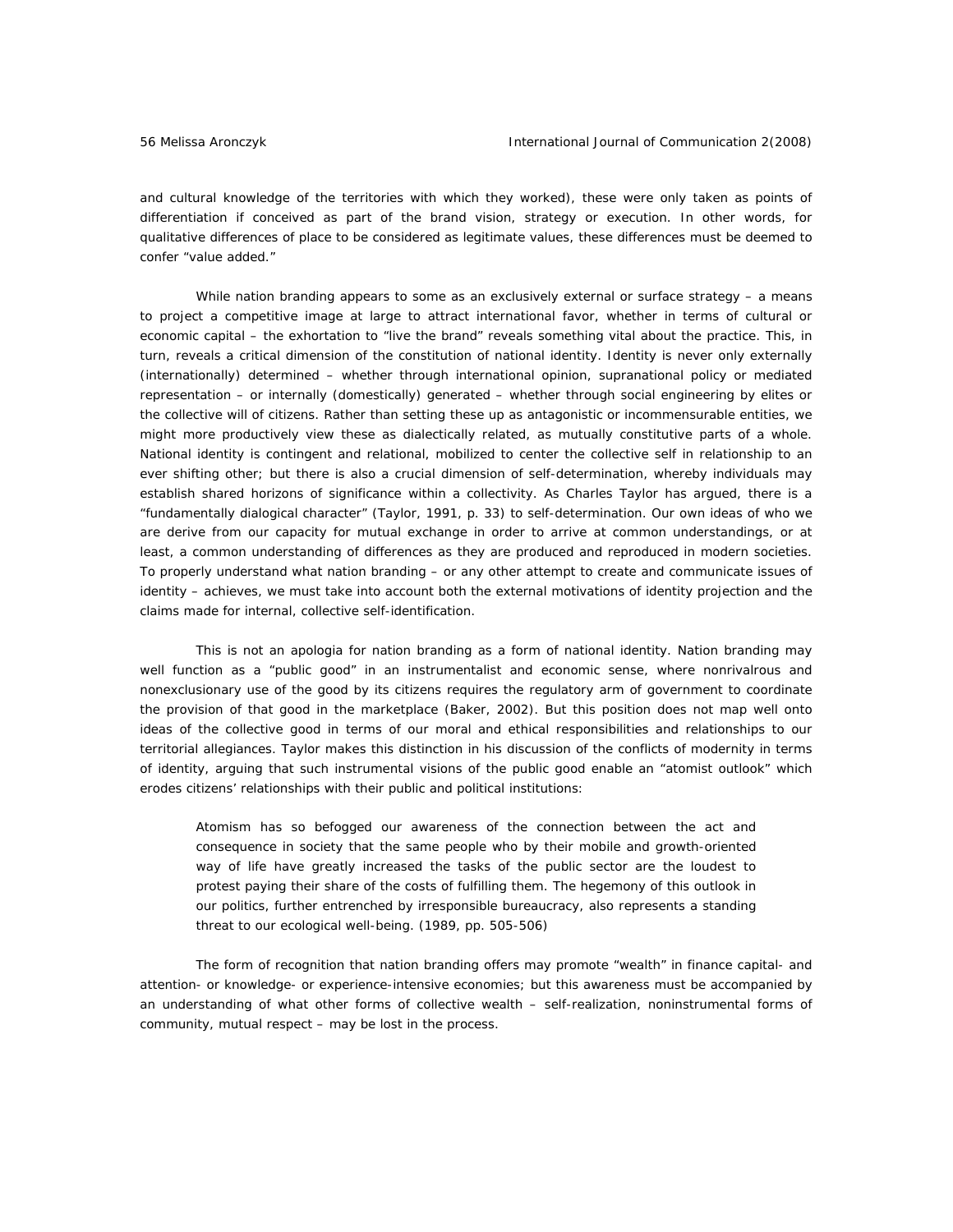and cultural knowledge of the territories with which they worked), these were only taken as points of differentiation if conceived as part of the brand vision, strategy or execution. In other words, for qualitative differences of place to be considered as legitimate values, these differences must be deemed to confer "value added."

While nation branding appears to some as an exclusively external or surface strategy – a means to project a competitive image at large to attract international favor, whether in terms of cultural or economic capital – the exhortation to "live the brand" reveals something vital about the practice. This, in turn, reveals a critical dimension of the constitution of national identity. Identity is never only externally (internationally) determined – whether through international opinion, supranational policy or mediated representation – or internally (domestically) generated – whether through social engineering by elites or the collective will of citizens. Rather than setting these up as antagonistic or incommensurable entities, we might more productively view these as dialectically related, as mutually constitutive parts of a whole. National identity is contingent and relational, mobilized to center the collective self in relationship to an ever shifting other; but there is also a crucial dimension of self-determination, whereby individuals may establish shared horizons of significance within a collectivity. As Charles Taylor has argued, there is a "fundamentally dialogical character" (Taylor, 1991, p. 33) to self-determination. Our own ideas of who we are derive from our capacity for mutual exchange in order to arrive at common understandings, or at least, a common understanding of differences as they are produced and reproduced in modern societies. To properly understand what nation branding – or any other attempt to create and communicate issues of identity – achieves, we must take into account both the external motivations of identity projection and the claims made for internal, collective self-identification.

This is not an apologia for nation branding as a form of national identity. Nation branding may well function as a "public good" in an instrumentalist and economic sense, where nonrivalrous and nonexclusionary use of the good by its citizens requires the regulatory arm of government to coordinate the provision of that good in the marketplace (Baker, 2002). But this position does not map well onto ideas of the collective good in terms of our moral and ethical responsibilities and relationships to our territorial allegiances. Taylor makes this distinction in his discussion of the conflicts of modernity in terms of identity, arguing that such instrumental visions of the public good enable an "atomist outlook" which erodes citizens' relationships with their public and political institutions:

> Atomism has so befogged our awareness of the connection between the act and consequence in society that the same people who by their mobile and growth-oriented way of life have greatly increased the tasks of the public sector are the loudest to protest paying their share of the costs of fulfilling them. The hegemony of this outlook in our politics, further entrenched by irresponsible bureaucracy, also represents a standing threat to our ecological well-being. (1989, pp. 505-506)

The form of recognition that nation branding offers may promote "wealth" in finance capital- and attention- or knowledge- or experience-intensive economies; but this awareness must be accompanied by an understanding of what other forms of collective wealth – self-realization, noninstrumental forms of community, mutual respect – may be lost in the process.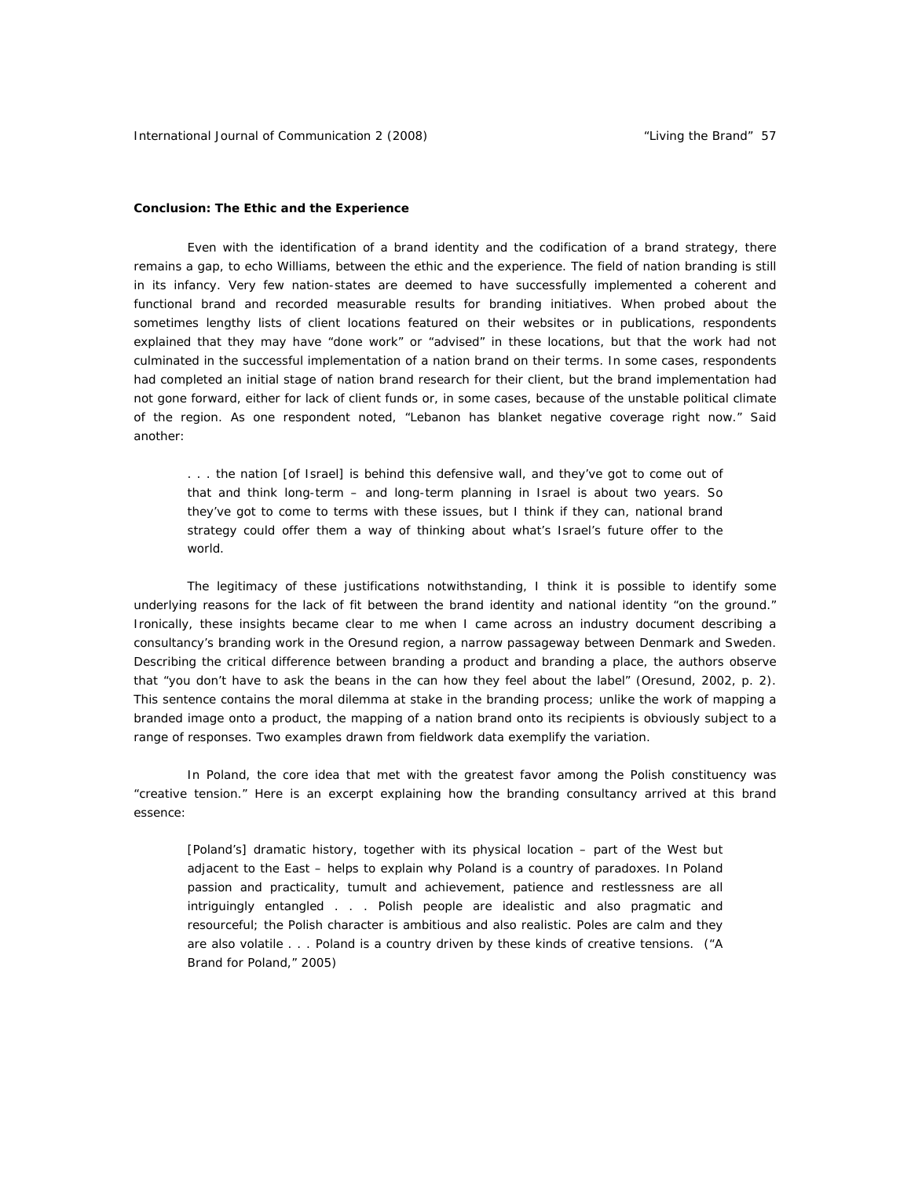**Conclusion: The Ethic and the Experience**

Even with the identification of a brand identity and the codification of a brand strategy, there remains a gap, to echo Williams, between the ethic and the experience. The field of nation branding is still in its infancy. Very few nation-states are deemed to have successfully implemented a coherent and functional brand and recorded measurable results for branding initiatives. When probed about the sometimes lengthy lists of client locations featured on their websites or in publications, respondents explained that they may have "done work" or "advised" in these locations, but that the work had not culminated in the successful implementation of a nation brand on their terms. In some cases, respondents had completed an initial stage of nation brand research for their client, but the brand implementation had not gone forward, either for lack of client funds or, in some cases, because of the unstable political climate of the region. As one respondent noted, "Lebanon has blanket negative coverage right now." Said another:

> . . . the nation [of Israel] is behind this defensive wall, and they've got to come out of that and think long-term – and long-term planning in Israel is about two years. So they've got to come to terms with these issues, but I think if they can, national brand strategy could offer them a way of thinking about what's Israel's future offer to the world.

The legitimacy of these justifications notwithstanding, I think it is possible to identify some underlying reasons for the lack of fit between the brand identity and national identity "on the ground." Ironically, these insights became clear to me when I came across an industry document describing a consultancy's branding work in the Oresund region, a narrow passageway between Denmark and Sweden. Describing the critical difference between branding a product and branding a place, the authors observe that "you don't have to ask the beans in the can how they feel about the label" (Oresund, 2002, p. 2). This sentence contains the moral dilemma at stake in the branding process; unlike the work of mapping a branded image onto a product, the mapping of a nation brand onto its recipients is obviously subject to a range of responses. Two examples drawn from fieldwork data exemplify the variation.

In Poland, the core idea that met with the greatest favor among the Polish constituency was "creative tension." Here is an excerpt explaining how the branding consultancy arrived at this brand essence:

> [Poland's] dramatic history, together with its physical location – part of the West but adjacent to the East – helps to explain why Poland is a country of paradoxes. In Poland passion and practicality, tumult and achievement, patience and restlessness are all intriguingly entangled . . . Polish people are idealistic and also pragmatic and resourceful; the Polish character is ambitious and also realistic. Poles are calm and they are also volatile . . . Poland is a country driven by these kinds of creative tensions. ("A Brand for Poland," 2005)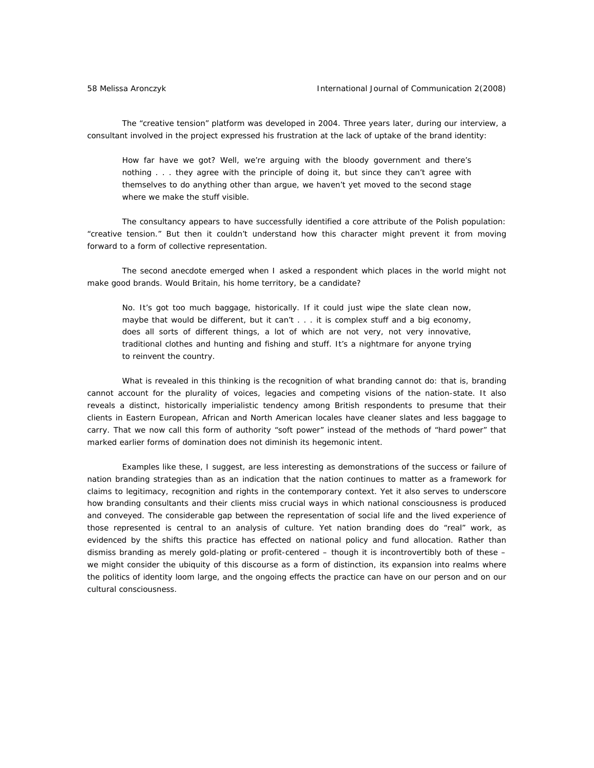The "creative tension" platform was developed in 2004. Three years later, during our interview, a consultant involved in the project expressed his frustration at the lack of uptake of the brand identity:

> How far have we got? Well, we're arguing with the bloody government and there's nothing . . . they agree with the principle of doing it, but since they can't agree with themselves to do anything other than argue, we haven't yet moved to the second stage where we make the stuff visible.

The consultancy appears to have successfully identified a core attribute of the Polish population: "creative tension." But then it couldn't understand how this character might prevent it from moving forward to a form of collective representation.

The second anecdote emerged when I asked a respondent which places in the world might not make good brands. Would Britain, his home territory, be a candidate?

> No. It's got too much baggage, historically. If it could just wipe the slate clean now, maybe that would be different, but it can't . . . it is complex stuff and a big economy, does all sorts of different things, a lot of which are not very, not very innovative, traditional clothes and hunting and fishing and stuff. It's a nightmare for anyone trying to reinvent the country.

What is revealed in this thinking is the recognition of what branding cannot do: that is, branding cannot account for the plurality of voices, legacies and competing visions of the nation-state. It also reveals a distinct, historically imperialistic tendency among British respondents to presume that their clients in Eastern European, African and North American locales have cleaner slates and less baggage to carry. That we now call this form of authority "soft power" instead of the methods of "hard power" that marked earlier forms of domination does not diminish its hegemonic intent.

Examples like these, I suggest, are less interesting as demonstrations of the success or failure of nation branding strategies than as an indication that the nation continues to matter as a framework for claims to legitimacy, recognition and rights in the contemporary context. Yet it also serves to underscore how branding consultants and their clients miss crucial ways in which national consciousness is produced and conveyed. The considerable gap between the representation of social life and the lived experience of those represented is central to an analysis of culture. Yet nation branding does do "real" work, as evidenced by the shifts this practice has effected on national policy and fund allocation. Rather than dismiss branding as merely gold-plating or profit-centered – though it is incontrovertibly both of these – we might consider the ubiquity of this discourse as a form of distinction, its expansion into realms where the politics of identity loom large, and the ongoing effects the practice can have on our person and on our cultural consciousness.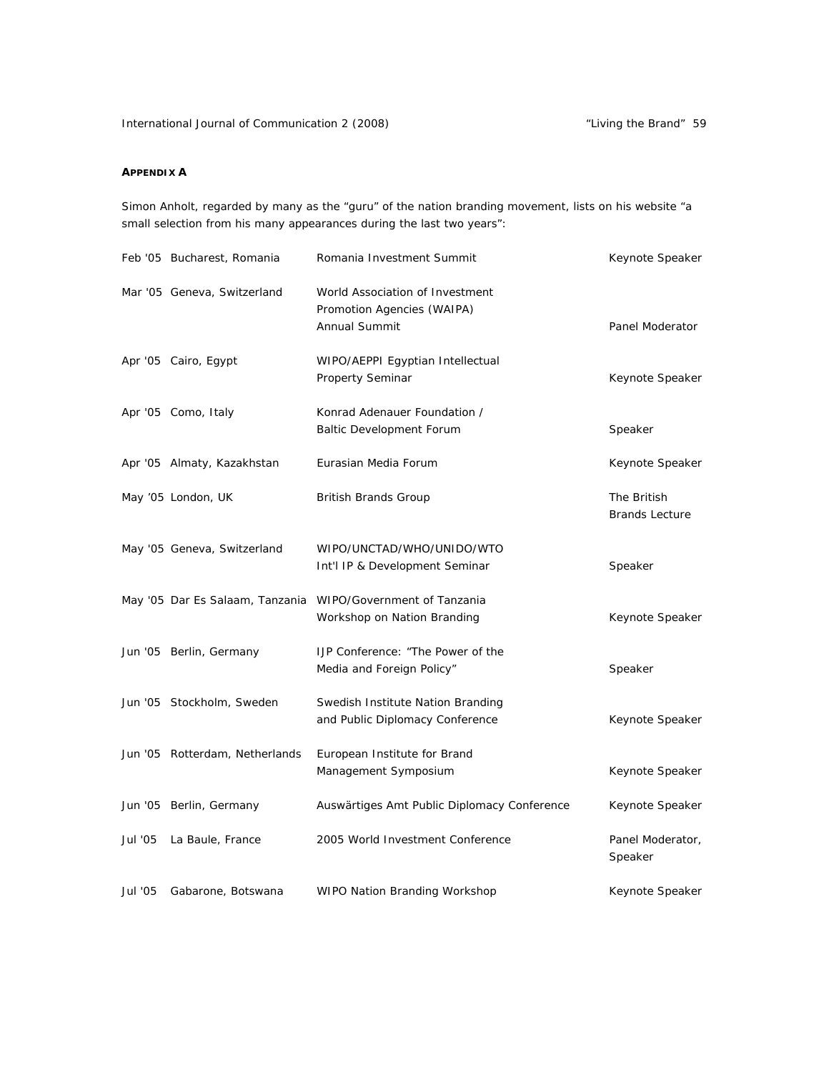**APPENDIX A**

Simon Anholt, regarded by many as the "guru" of the nation branding movement, lists on his website "a small selection from his many appearances during the last two years":

| | | | |
|---|---|---|---|
| Feb '05 | Bucharest, Romania | Romania Investment Summit | Keynote Speaker |
| Mar '05 | Geneva, Switzerland | World Association of Investment Promotion Agencies (WAIPA) Annual Summit | Panel Moderator |
| Apr '05 | Cairo, Egypt | WIPO/AEPPI Egyptian Intellectual Property Seminar | Keynote Speaker |
| Apr '05 | Como, Italy | Konrad Adenauer Foundation / Baltic Development Forum | Speaker |
| Apr '05 | Almaty, Kazakhstan | Eurasian Media Forum | Keynote Speaker |
| May '05 | London, UK | British Brands Group | The British Brands Lecture |
| May '05 | Geneva, Switzerland | WIPO/UNCTAD/WHO/UNIDO/WTO Int'l IP & Development Seminar | Speaker |
| May '05 | Dar Es Salaam, Tanzania | WIPO/Government of Tanzania Workshop on Nation Branding | Keynote Speaker |
| Jun '05 | Berlin, Germany | IJP Conference: "The Power of the Media and Foreign Policy" | Speaker |
| Jun '05 | Stockholm, Sweden | Swedish Institute Nation Branding and Public Diplomacy Conference | Keynote Speaker |
| Jun '05 | Rotterdam, Netherlands | European Institute for Brand Management Symposium | Keynote Speaker |
| Jun '05 | Berlin, Germany | Auswärtiges Amt Public Diplomacy Conference | Keynote Speaker |
| Jul '05 | La Baule, France | 2005 World Investment Conference | Panel Moderator, Speaker |
| Jul '05 | Gabarone, Botswana | WIPO Nation Branding Workshop | Keynote Speaker |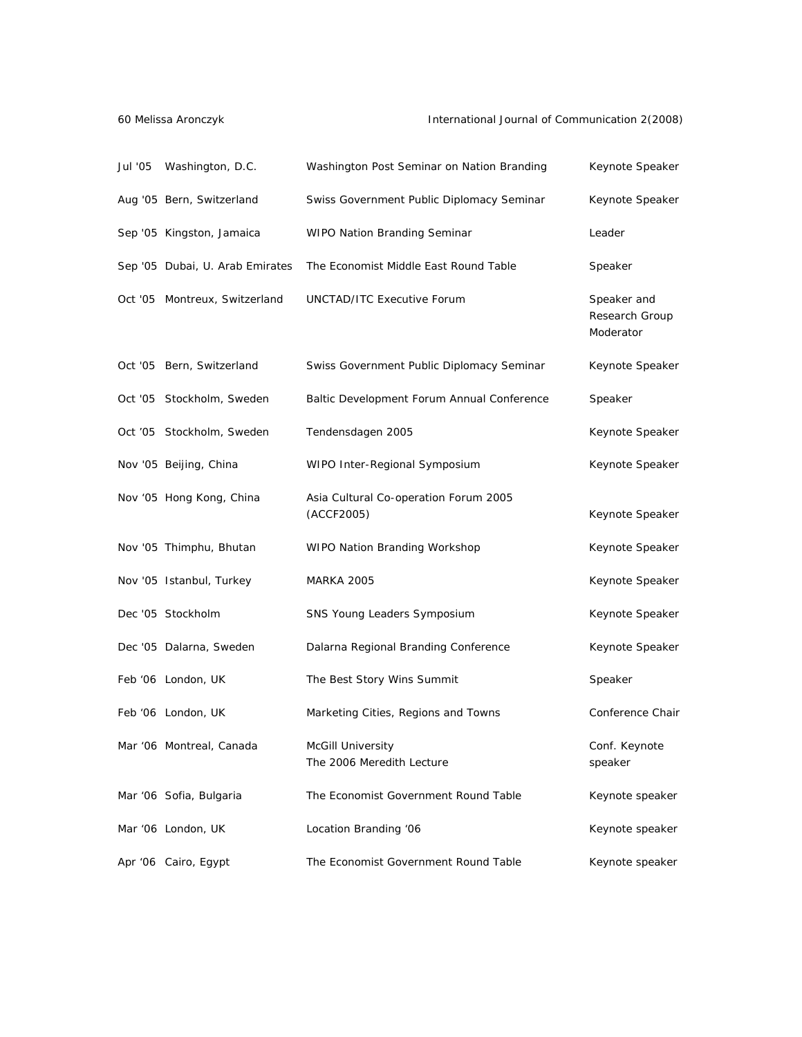| | | | |
|---|---|---|---|
| Jul '05 | Washington, D.C. | Washington Post Seminar on Nation Branding | Keynote Speaker |
| Aug '05 | Bern, Switzerland | Swiss Government Public Diplomacy Seminar | Keynote Speaker |
| Sep '05 | Kingston, Jamaica | WIPO Nation Branding Seminar | Leader |
| Sep '05 | Dubai, U. Arab Emirates | The Economist Middle East Round Table | Speaker |
| Oct '05 | Montreux, Switzerland | UNCTAD/ITC Executive Forum | Speaker and Research Group Moderator |
| Oct '05 | Bern, Switzerland | Swiss Government Public Diplomacy Seminar | Keynote Speaker |
| Oct '05 | Stockholm, Sweden | Baltic Development Forum Annual Conference | Speaker |
| Oct '05 | Stockholm, Sweden | Tendensdagen 2005 | Keynote Speaker |
| Nov '05 | Beijing, China | WIPO Inter-Regional Symposium | Keynote Speaker |
| Nov '05 | Hong Kong, China | Asia Cultural Co-operation Forum 2005 (ACCF2005) | Keynote Speaker |
| Nov '05 | Thimphu, Bhutan | WIPO Nation Branding Workshop | Keynote Speaker |
| Nov '05 | Istanbul, Turkey | MARKA 2005 | Keynote Speaker |
| Dec '05 | Stockholm | SNS Young Leaders Symposium | Keynote Speaker |
| Dec '05 | Dalarna, Sweden | Dalarna Regional Branding Conference | Keynote Speaker |
| Feb '06 | London, UK | The Best Story Wins Summit | Speaker |
| Feb '06 | London, UK | Marketing Cities, Regions and Towns | Conference Chair |
| Mar '06 | Montreal, Canada | McGill University The 2006 Meredith Lecture | Conf. Keynote speaker |
| Mar '06 | Sofia, Bulgaria | The Economist Government Round Table | Keynote speaker |
| Mar '06 | London, UK | Location Branding '06 | Keynote speaker |
| Apr '06 | Cairo, Egypt | The Economist Government Round Table | Keynote speaker |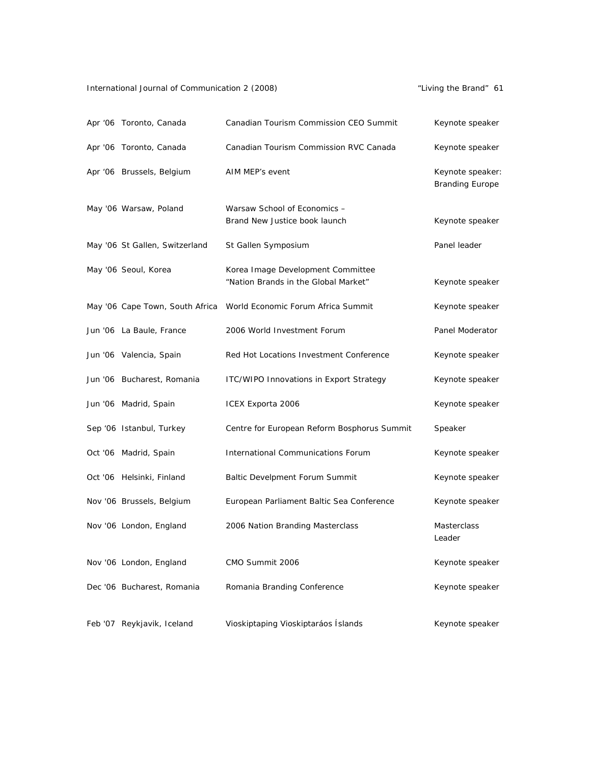| | | | |
|---|---|---|---|
| Apr '06 | Toronto, Canada | Canadian Tourism Commission CEO Summit | Keynote speaker |
| Apr '06 | Toronto, Canada | Canadian Tourism Commission RVC Canada | Keynote speaker |
| Apr '06 | Brussels, Belgium | AIM MEP's event | Keynote speaker: Branding Europe |
| May '06 | Warsaw, Poland | Warsaw School of Economics – Brand New Justice book launch | Keynote speaker |
| May '06 | St Gallen, Switzerland | St Gallen Symposium | Panel leader |
| May '06 | Seoul, Korea | Korea Image Development Committee "Nation Brands in the Global Market" | Keynote speaker |
| May '06 | Cape Town, South Africa | World Economic Forum Africa Summit | Keynote speaker |
| Jun '06 | La Baule, France | 2006 World Investment Forum | Panel Moderator |
| Jun '06 | Valencia, Spain | Red Hot Locations Investment Conference | Keynote speaker |
| Jun '06 | Bucharest, Romania | ITC/WIPO Innovations in Export Strategy | Keynote speaker |
| Jun '06 | Madrid, Spain | ICEX Exporta 2006 | Keynote speaker |
| Sep '06 | Istanbul, Turkey | Centre for European Reform Bosphorus Summit | Speaker |
| Oct '06 | Madrid, Spain | International Communications Forum | Keynote speaker |
| Oct '06 | Helsinki, Finland | Baltic Develpment Forum Summit | Keynote speaker |
| Nov '06 | Brussels, Belgium | European Parliament Baltic Sea Conference | Keynote speaker |
| Nov '06 | London, England | 2006 Nation Branding Masterclass | Masterclass Leader |
| Nov '06 | London, England | CMO Summit 2006 | Keynote speaker |
| Dec '06 | Bucharest, Romania | Romania Branding Conference | Keynote speaker |
| Feb '07 | Reykjavik, Iceland | Vioskiptaping Vioskiptaráos Íslands | Keynote speaker |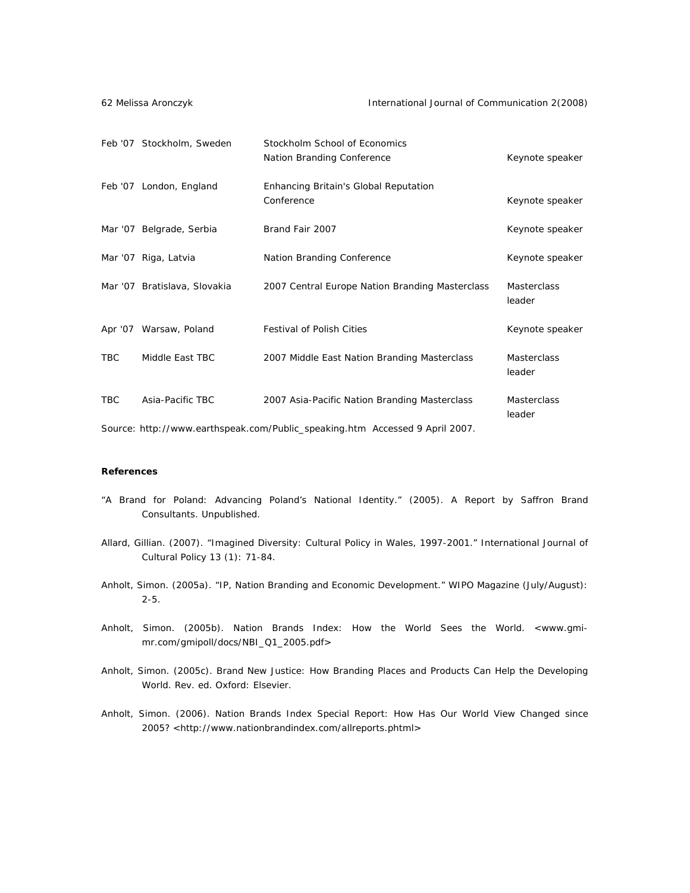| | | | |
|---|---|---|---|
| Feb '07 | Stockholm, Sweden | Stockholm School of Economics Nation Branding Conference | Keynote speaker |
| Feb '07 | London, England | Enhancing Britain's Global Reputation Conference | Keynote speaker |
| Mar '07 | Belgrade, Serbia | Brand Fair 2007 | Keynote speaker |
| Mar '07 | Riga, Latvia | Nation Branding Conference | Keynote speaker |
| Mar '07 | Bratislava, Slovakia | 2007 Central Europe Nation Branding Masterclass | Masterclass leader |
| Apr '07 | Warsaw, Poland | Festival of Polish Cities | Keynote speaker |
| TBC | Middle East TBC | 2007 Middle East Nation Branding Masterclass | Masterclass leader |
| TBC | Asia-Pacific TBC | 2007 Asia-Pacific Nation Branding Masterclass | Masterclass leader |

Source: http://www.earthspeak.com/Public_speaking.htm Accessed 9 April 2007.

**References**

"A Brand for Poland: Advancing Poland's National Identity." (2005). A Report by Saffron Brand Consultants. Unpublished.

Allard, Gillian. (2007). "Imagined Diversity: Cultural Policy in Wales, 1997-2001." International Journal of Cultural Policy 13 (1): 71-84.

Anholt, Simon. (2005a). "IP, Nation Branding and Economic Development." WIPO Magazine (July/August): 2-5.

Anholt, Simon. (2005b). Nation Brands Index: How the World Sees the World. <www.gmi-mr.com/gmipoll/docs/NBI_Q1_2005.pdf>

Anholt, Simon. (2005c). Brand New Justice: How Branding Places and Products Can Help the Developing World. Rev. ed. Oxford: Elsevier.

Anholt, Simon. (2006). Nation Brands Index Special Report: How Has Our World View Changed since 2005? <http://www.nationbrandindex.com/allreports.phtml>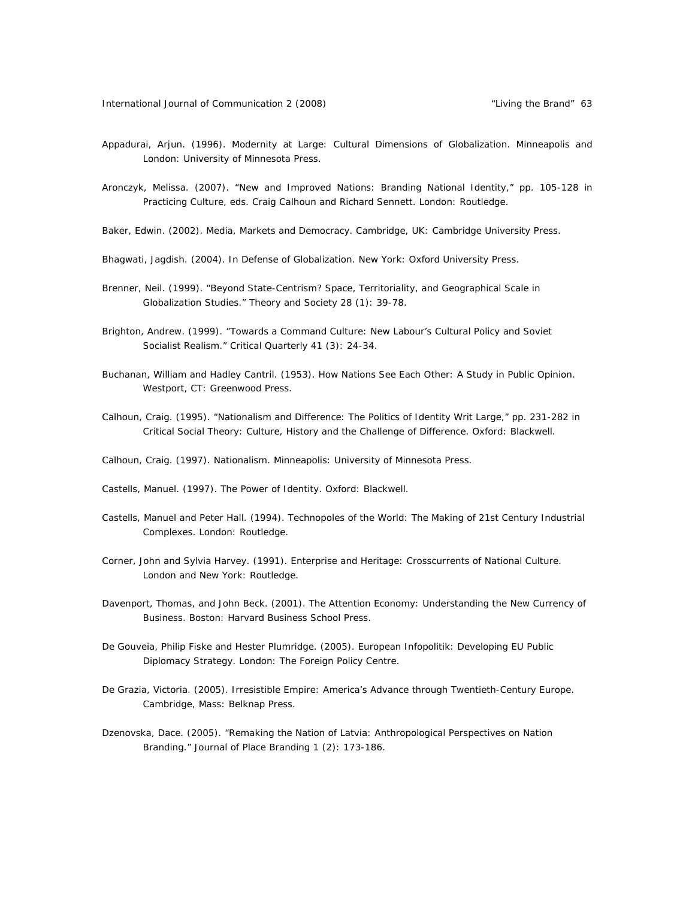Appadurai, Arjun. (1996). Modernity at Large: Cultural Dimensions of Globalization. Minneapolis and London: University of Minnesota Press.

Aronczyk, Melissa. (2007). "New and Improved Nations: Branding National Identity," pp. 105-128 in Practicing Culture, eds. Craig Calhoun and Richard Sennett. London: Routledge.

Baker, Edwin. (2002). Media, Markets and Democracy. Cambridge, UK: Cambridge University Press.

Bhagwati, Jagdish. (2004). In Defense of Globalization. New York: Oxford University Press.

Brenner, Neil. (1999). "Beyond State-Centrism? Space, Territoriality, and Geographical Scale in Globalization Studies." Theory and Society 28 (1): 39-78.

Brighton, Andrew. (1999). "Towards a Command Culture: New Labour's Cultural Policy and Soviet Socialist Realism." Critical Quarterly 41 (3): 24-34.

Buchanan, William and Hadley Cantril. (1953). How Nations See Each Other: A Study in Public Opinion. Westport, CT: Greenwood Press.

Calhoun, Craig. (1995). "Nationalism and Difference: The Politics of Identity Writ Large," pp. 231-282 in Critical Social Theory: Culture, History and the Challenge of Difference. Oxford: Blackwell.

Calhoun, Craig. (1997). Nationalism. Minneapolis: University of Minnesota Press.

Castells, Manuel. (1997). The Power of Identity. Oxford: Blackwell.

Castells, Manuel and Peter Hall. (1994). Technopoles of the World: The Making of 21st Century Industrial Complexes. London: Routledge.

Corner, John and Sylvia Harvey. (1991). Enterprise and Heritage: Crosscurrents of National Culture. London and New York: Routledge.

Davenport, Thomas, and John Beck. (2001). The Attention Economy: Understanding the New Currency of Business. Boston: Harvard Business School Press.

De Gouveia, Philip Fiske and Hester Plumridge. (2005). European Infopolitik: Developing EU Public Diplomacy Strategy. London: The Foreign Policy Centre.

De Grazia, Victoria. (2005). Irresistible Empire: America's Advance through Twentieth-Century Europe. Cambridge, Mass: Belknap Press.

Dzenovska, Dace. (2005). "Remaking the Nation of Latvia: Anthropological Perspectives on Nation Branding." Journal of Place Branding 1 (2): 173-186.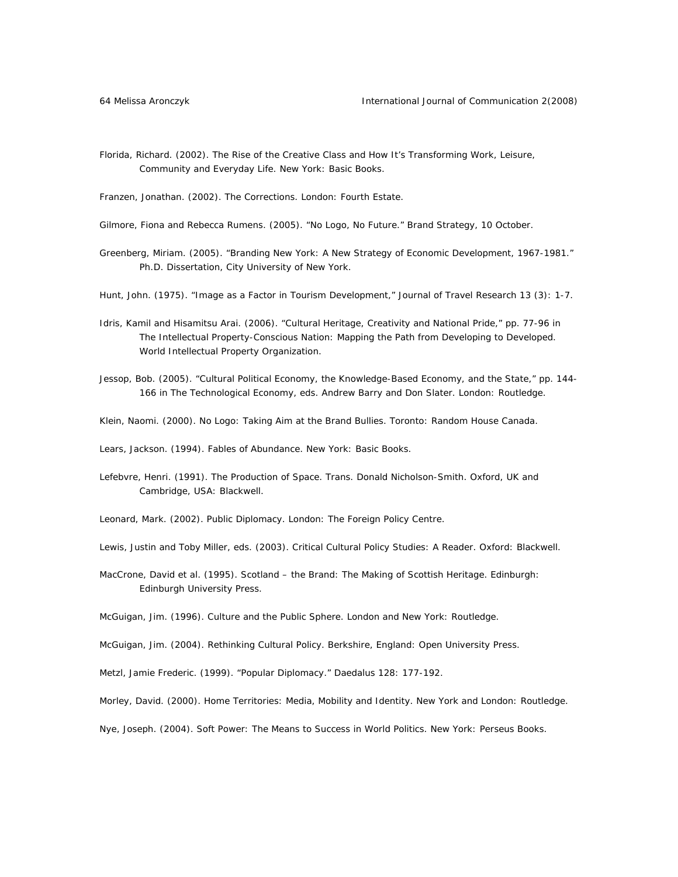Florida, Richard. (2002). The Rise of the Creative Class and How It's Transforming Work, Leisure, Community and Everyday Life. New York: Basic Books.

Franzen, Jonathan. (2002). The Corrections. London: Fourth Estate.

Gilmore, Fiona and Rebecca Rumens. (2005). "No Logo, No Future." Brand Strategy, 10 October.

Greenberg, Miriam. (2005). "Branding New York: A New Strategy of Economic Development, 1967-1981." Ph.D. Dissertation, City University of New York.

Hunt, John. (1975). "Image as a Factor in Tourism Development," Journal of Travel Research 13 (3): 1-7.

Idris, Kamil and Hisamitsu Arai. (2006). "Cultural Heritage, Creativity and National Pride," pp. 77-96 in The Intellectual Property-Conscious Nation: Mapping the Path from Developing to Developed. World Intellectual Property Organization.

Jessop, Bob. (2005). "Cultural Political Economy, the Knowledge-Based Economy, and the State," pp. 144-166 in The Technological Economy, eds. Andrew Barry and Don Slater. London: Routledge.

Klein, Naomi. (2000). No Logo: Taking Aim at the Brand Bullies. Toronto: Random House Canada.

Lears, Jackson. (1994). Fables of Abundance. New York: Basic Books.

Lefebvre, Henri. (1991). The Production of Space. Trans. Donald Nicholson-Smith. Oxford, UK and Cambridge, USA: Blackwell.

Leonard, Mark. (2002). Public Diplomacy. London: The Foreign Policy Centre.

Lewis, Justin and Toby Miller, eds. (2003). Critical Cultural Policy Studies: A Reader. Oxford: Blackwell.

MacCrone, David et al. (1995). Scotland – the Brand: The Making of Scottish Heritage. Edinburgh: Edinburgh University Press.

McGuigan, Jim. (1996). Culture and the Public Sphere. London and New York: Routledge.

McGuigan, Jim. (2004). Rethinking Cultural Policy. Berkshire, England: Open University Press.

Metzl, Jamie Frederic. (1999). "Popular Diplomacy." Daedalus 128: 177-192.

Morley, David. (2000). Home Territories: Media, Mobility and Identity. New York and London: Routledge.

Nye, Joseph. (2004). Soft Power: The Means to Success in World Politics. New York: Perseus Books.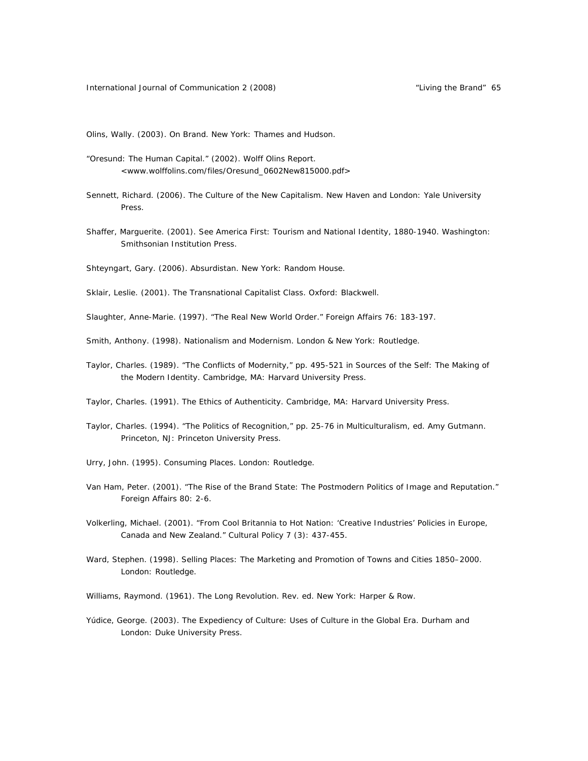Olins, Wally. (2003). On Brand. New York: Thames and Hudson.

"Oresund: The Human Capital." (2002). Wolff Olins Report. <www.wolffolins.com/files/Oresund_0602New815000.pdf>

Sennett, Richard. (2006). The Culture of the New Capitalism. New Haven and London: Yale University Press.

Shaffer, Marguerite. (2001). See America First: Tourism and National Identity, 1880-1940. Washington: Smithsonian Institution Press.

Shteyngart, Gary. (2006). Absurdistan. New York: Random House.

Sklair, Leslie. (2001). The Transnational Capitalist Class. Oxford: Blackwell.

Slaughter, Anne-Marie. (1997). "The Real New World Order." Foreign Affairs 76: 183-197.

Smith, Anthony. (1998). Nationalism and Modernism. London & New York: Routledge.

Taylor, Charles. (1989). "The Conflicts of Modernity," pp. 495-521 in Sources of the Self: The Making of the Modern Identity. Cambridge, MA: Harvard University Press.

Taylor, Charles. (1991). The Ethics of Authenticity. Cambridge, MA: Harvard University Press.

Taylor, Charles. (1994). "The Politics of Recognition," pp. 25-76 in Multiculturalism, ed. Amy Gutmann. Princeton, NJ: Princeton University Press.

Urry, John. (1995). Consuming Places. London: Routledge.

Van Ham, Peter. (2001). "The Rise of the Brand State: The Postmodern Politics of Image and Reputation." Foreign Affairs 80: 2-6.

Volkerling, Michael. (2001). "From Cool Britannia to Hot Nation: 'Creative Industries' Policies in Europe, Canada and New Zealand." Cultural Policy 7 (3): 437-455.

Ward, Stephen. (1998). Selling Places: The Marketing and Promotion of Towns and Cities 1850–2000. London: Routledge.

Williams, Raymond. (1961). The Long Revolution. Rev. ed. New York: Harper & Row.

Yúdice, George. (2003). The Expediency of Culture: Uses of Culture in the Global Era. Durham and London: Duke University Press.